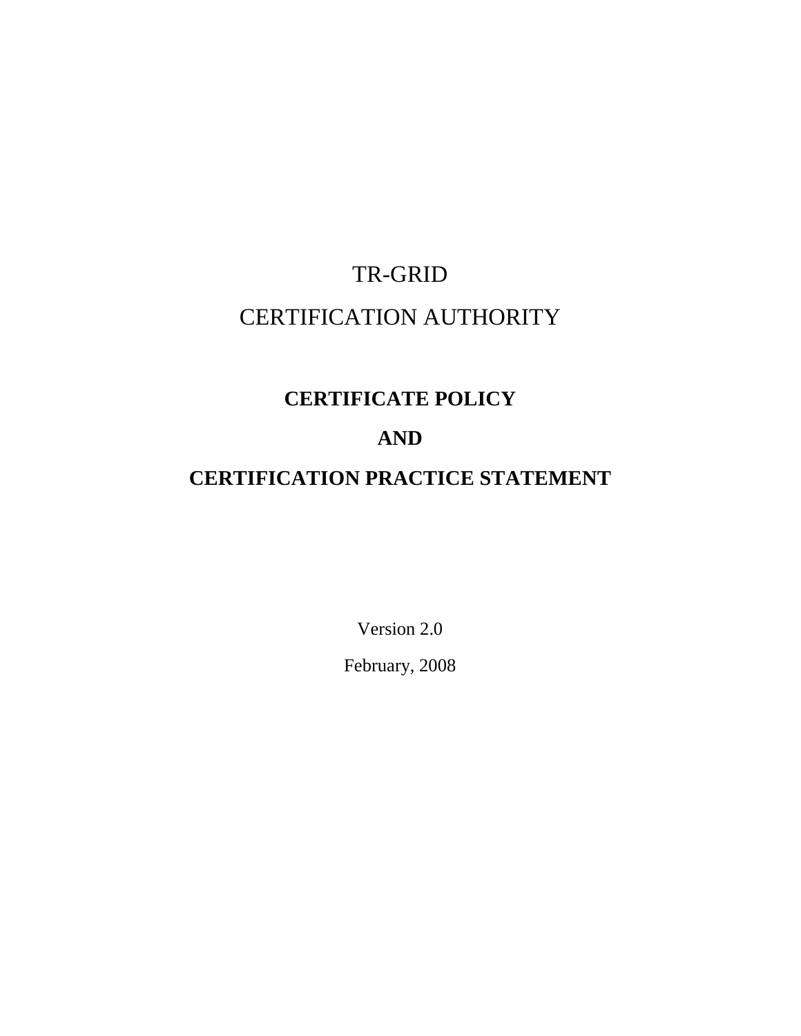# TR-GRID

# CERTIFICATION AUTHORITY

## CERTIFICATE POLICY

## AND

## CERTIFICATION PRACTICE STATEMENT

Version 2.0

February, 2008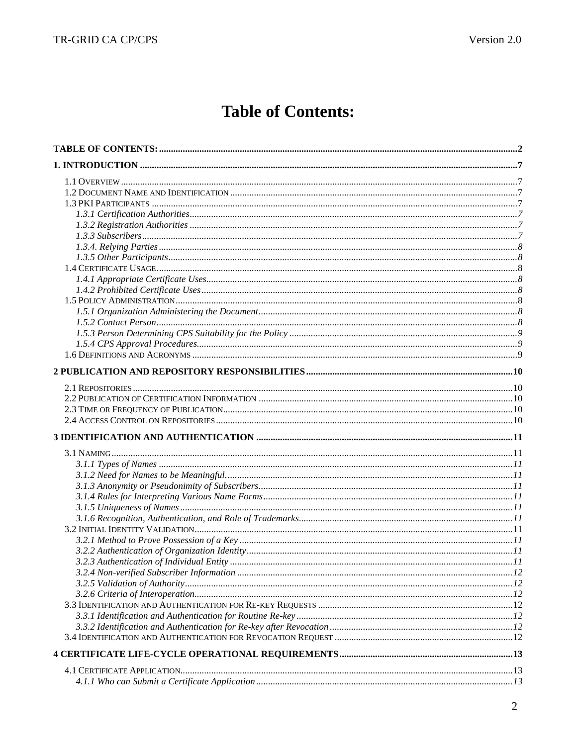# Table of Contents:

**TABLE OF CONTENTS:** ........ **2**

**1. INTRODUCTION** ........ **7**

- 1.1 Overview ........ 7
- 1.2 Document Name and Identification ........ 7
- 1.3 PKI Participants ........ 7
  - *1.3.1 Certification Authorities* ........ *7*
  - *1.3.2 Registration Authorities* ........ *7*
  - *1.3.3 Subscribers* ........ *7*
  - *1.3.4. Relying Parties* ........ *8*
  - *1.3.5 Other Participants* ........ *8*
- 1.4 Certificate Usage ........ 8
  - *1.4.1 Appropriate Certificate Uses* ........ *8*
  - *1.4.2 Prohibited Certificate Uses* ........ *8*
- 1.5 Policy Administration ........ 8
  - *1.5.1 Organization Administering the Document* ........ *8*
  - *1.5.2 Contact Person* ........ *8*
  - *1.5.3 Person Determining CPS Suitability for the Policy* ........ *9*
  - *1.5.4 CPS Approval Procedures* ........ *9*
- 1.6 Definitions and Acronyms ........ 9

**2 PUBLICATION AND REPOSITORY RESPONSIBILITIES** ........ **10**

- 2.1 Repositories ........ 10
- 2.2 Publication of Certification Information ........ 10
- 2.3 Time or Frequency of Publication ........ 10
- 2.4 Access Control on Repositories ........ 10

**3 IDENTIFICATION AND AUTHENTICATION** ........ **11**

- 3.1 Naming ........ 11
  - *3.1.1 Types of Names* ........ *11*
  - *3.1.2 Need for Names to be Meaningful.* ........ *11*
  - *3.1.3 Anonymity or Pseudonimity of Subscribers* ........ *11*
  - *3.1.4 Rules for Interpreting Various Name Forms* ........ *11*
  - *3.1.5 Uniqueness of Names* ........ *11*
  - *3.1.6 Recognition, Authentication, and Role of Trademarks* ........ *11*
- 3.2 Initial Identity Validation ........ 11
  - *3.2.1 Method to Prove Possession of a Key* ........ *11*
  - *3.2.2 Authentication of Organization Identity* ........ *11*
  - *3.2.3 Authentication of Individual Entity* ........ *11*
  - *3.2.4 Non-verified Subscriber Information* ........ *12*
  - *3.2.5 Validation of Authority* ........ *12*
  - *3.2.6 Criteria of Interoperation* ........ *12*
- 3.3 Identification and Authentication for Re-key Requests ........ 12
  - *3.3.1 Identification and Authentication for Routine Re-key* ........ *12*
  - *3.3.2 Identification and Authentication for Re-key after Revocation* ........ *12*
- 3.4 Identification and Authentication for Revocation Request ........ 12

**4 CERTIFICATE LIFE-CYCLE OPERATIONAL REQUIREMENTS** ........ **13**

- 4.1 Certificate Application ........ 13
  - *4.1.1 Who can Submit a Certificate Application* ........ *13*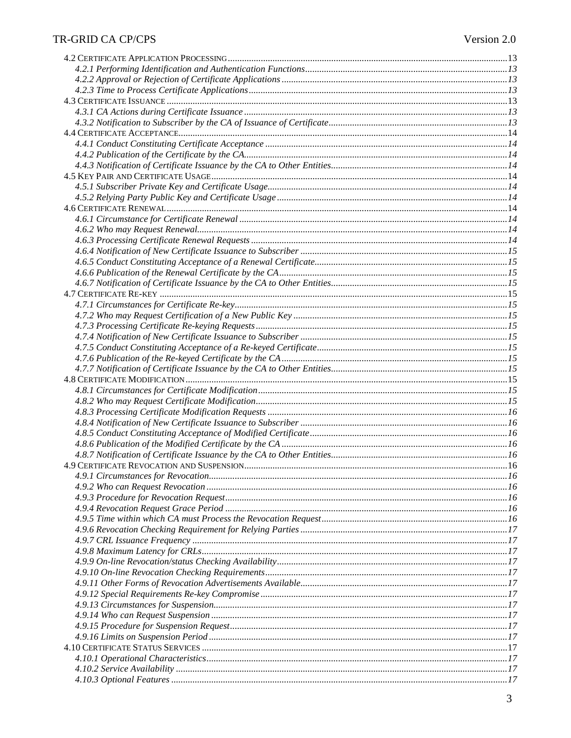4.2 Certificate Application Processing ....................................................................................................................13
*4.2.1 Performing Identification and Authentication Functions*..................................................................................13
*4.2.2 Approval or Rejection of Certificate Applications*.............................................................................................13
*4.2.3 Time to Process Certificate Applications*..........................................................................................................13
4.3 Certificate Issuance ................................................................................................................................................13
*4.3.1 CA Actions during Certificate Issuance*............................................................................................................13
*4.3.2 Notification to Subscriber by the CA of Issuance of Certificate*........................................................................13
4.4 Certificate Acceptance............................................................................................................................................14
*4.4.1 Conduct Constituting Certificate Acceptance*...................................................................................................14
*4.4.2 Publication of the Certificate by the CA*...........................................................................................................14
*4.4.3 Notification of Certificate Issuance by the CA to Other Entities*.......................................................................14
4.5 Key Pair and Certificate Usage..............................................................................................................................14
*4.5.1 Subscriber Private Key and Certificate Usage*..................................................................................................14
*4.5.2 Relying Party Public Key and Certificate Usage*..............................................................................................14
4.6 Certificate Renewal.................................................................................................................................................14
*4.6.1 Circumstance for Certificate Renewal*..............................................................................................................14
*4.6.2 Who may Request Renewal*...............................................................................................................................14
*4.6.3 Processing Certificate Renewal Requests*.........................................................................................................14
*4.6.4 Notification of New Certificate Issuance to Subscriber*....................................................................................15
*4.6.5 Conduct Constituting Acceptance of a Renewal Certificate*..............................................................................15
*4.6.6 Publication of the Renewal Certificate by the CA*.............................................................................................15
*4.6.7 Notification of Certificate Issuance by the CA to Other Entities*.......................................................................15
4.7 Certificate Re-key ...................................................................................................................................................15
*4.7.1 Circumstances for Certificate Re-key*...............................................................................................................15
*4.7.2 Who may Request Certification of a New Public Key*.......................................................................................15
*4.7.3 Processing Certificate Re-keying Requests*.......................................................................................................15
*4.7.4 Notification of New Certificate Issuance to Subscriber*....................................................................................15
*4.7.5 Conduct Constituting Acceptance of a Re-keyed Certificate*.............................................................................15
*4.7.6 Publication of the Re-keyed Certificate by the CA*............................................................................................15
*4.7.7 Notification of Certificate Issuance by the CA to Other Entities*.......................................................................15
4.8 Certificate Modification..........................................................................................................................................15
*4.8.1 Circumstances for Certificate Modification*......................................................................................................15
*4.8.2 Who may Request Certificate Modification*.......................................................................................................15
*4.8.3 Processing Certificate Modification Requests*...................................................................................................16
*4.8.4 Notification of New Certificate Issuance to Subscriber*....................................................................................16
*4.8.5 Conduct Constituting Acceptance of Modified Certificate*................................................................................16
*4.8.6 Publication of the Modified Certificate by the CA*............................................................................................16
*4.8.7 Notification of Certificate Issuance by the CA to Other Entities*.......................................................................16
4.9 Certificate Revocation and Suspension.................................................................................................................16
*4.9.1 Circumstances for Revocation*...........................................................................................................................16
*4.9.2 Who can Request Revocation*............................................................................................................................16
*4.9.3 Procedure for Revocation Request*....................................................................................................................16
*4.9.4 Revocation Request Grace Period*....................................................................................................................16
*4.9.5 Time within which CA must Process the Revocation Request*............................................................................16
*4.9.6 Revocation Checking Requirement for Relying Parties*....................................................................................17
*4.9.7 CRL Issuance Frequency*..................................................................................................................................17
*4.9.8 Maximum Latency for CRLs*..............................................................................................................................17
*4.9.9 On-line Revocation/status Checking Availability*..............................................................................................17
*4.9.10 On-line Revocation Checking Requirements*...................................................................................................17
*4.9.11 Other Forms of Revocation Advertisements Available*.....................................................................................17
*4.9.12 Special Requirements Re-key Compromise*.....................................................................................................17
*4.9.13 Circumstances for Suspension*.........................................................................................................................17
*4.9.14 Who can Request Suspension*..........................................................................................................................17
*4.9.15 Procedure for Suspension Request*..................................................................................................................17
*4.9.16 Limits on Suspension Period*...........................................................................................................................17
4.10 Certificate Status Services ....................................................................................................................................17
*4.10.1 Operational Characteristics*............................................................................................................................17
*4.10.2 Service Availability*.........................................................................................................................................17
*4.10.3 Optional Features*...........................................................................................................................................17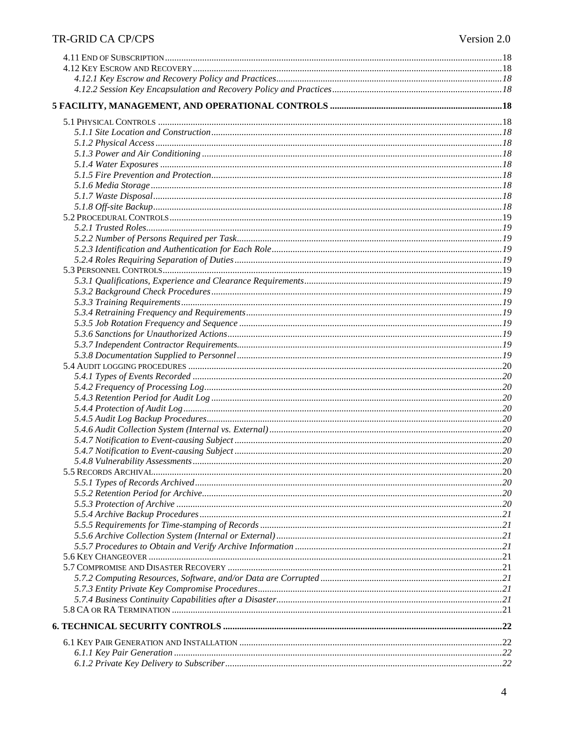4.11 END OF SUBSCRIPTION ... 18
4.12 KEY ESCROW AND RECOVERY ... 18
*4.12.1 Key Escrow and Recovery Policy and Practices* ... *18*
*4.12.2 Session Key Encapsulation and Recovery Policy and Practices* ... *18*

**5 FACILITY, MANAGEMENT, AND OPERATIONAL CONTROLS ... 18**

5.1 PHYSICAL CONTROLS ... 18
*5.1.1 Site Location and Construction* ... *18*
*5.1.2 Physical Access* ... *18*
*5.1.3 Power and Air Conditioning* ... *18*
*5.1.4 Water Exposures* ... *18*
*5.1.5 Fire Prevention and Protection* ... *18*
*5.1.6 Media Storage* ... *18*
*5.1.7 Waste Disposal* ... *18*
*5.1.8 Off-site Backup* ... *18*
5.2 PROCEDURAL CONTROLS ... 19
*5.2.1 Trusted Roles* ... *19*
*5.2.2 Number of Persons Required per Task* ... *19*
*5.2.3 Identification and Authentication for Each Role* ... *19*
*5.2.4 Roles Requiring Separation of Duties* ... *19*
5.3 PERSONNEL CONTROLS ... 19
*5.3.1 Qualifications, Experience and Clearance Requirements* ... *19*
*5.3.2 Background Check Procedures* ... *19*
*5.3.3 Training Requirements* ... *19*
*5.3.4 Retraining Frequency and Requirements* ... *19*
*5.3.5 Job Rotation Frequency and Sequence* ... *19*
*5.3.6 Sanctions for Unauthorized Actions* ... *19*
*5.3.7 Independent Contractor Requirements* ... *19*
*5.3.8 Documentation Supplied to Personnel* ... *19*
5.4 AUDIT LOGGING PROCEDURES ... 20
*5.4.1 Types of Events Recorded* ... *20*
*5.4.2 Frequency of Processing Log* ... *20*
*5.4.3 Retention Period for Audit Log* ... *20*
*5.4.4 Protection of Audit Log* ... *20*
*5.4.5 Audit Log Backup Procedures* ... *20*
*5.4.6 Audit Collection System (Internal vs. External)* ... *20*
*5.4.7 Notification to Event-causing Subject* ... *20*
*5.4.7 Notification to Event-causing Subject* ... *20*
*5.4.8 Vulnerability Assessments* ... *20*
5.5 RECORDS ARCHIVAL ... 20
*5.5.1 Types of Records Archived* ... *20*
*5.5.2 Retention Period for Archive* ... *20*
*5.5.3 Protection of Archive* ... *20*
*5.5.4 Archive Backup Procedures* ... *21*
*5.5.5 Requirements for Time-stamping of Records* ... *21*
*5.5.6 Archive Collection System (Internal or External)* ... *21*
*5.5.7 Procedures to Obtain and Verify Archive Information* ... *21*
5.6 KEY CHANGEOVER ... 21
5.7 COMPROMISE AND DISASTER RECOVERY ... 21
*5.7.2 Computing Resources, Software, and/or Data are Corrupted* ... *21*
*5.7.3 Entity Private Key Compromise Procedures* ... *21*
*5.7.4 Business Continuity Capabilities after a Disaster* ... *21*
5.8 CA OR RA TERMINATION ... 21

**6. TECHNICAL SECURITY CONTROLS ... 22**

6.1 KEY PAIR GENERATION AND INSTALLATION ... 22
*6.1.1 Key Pair Generation* ... *22*
*6.1.2 Private Key Delivery to Subscriber* ... *22*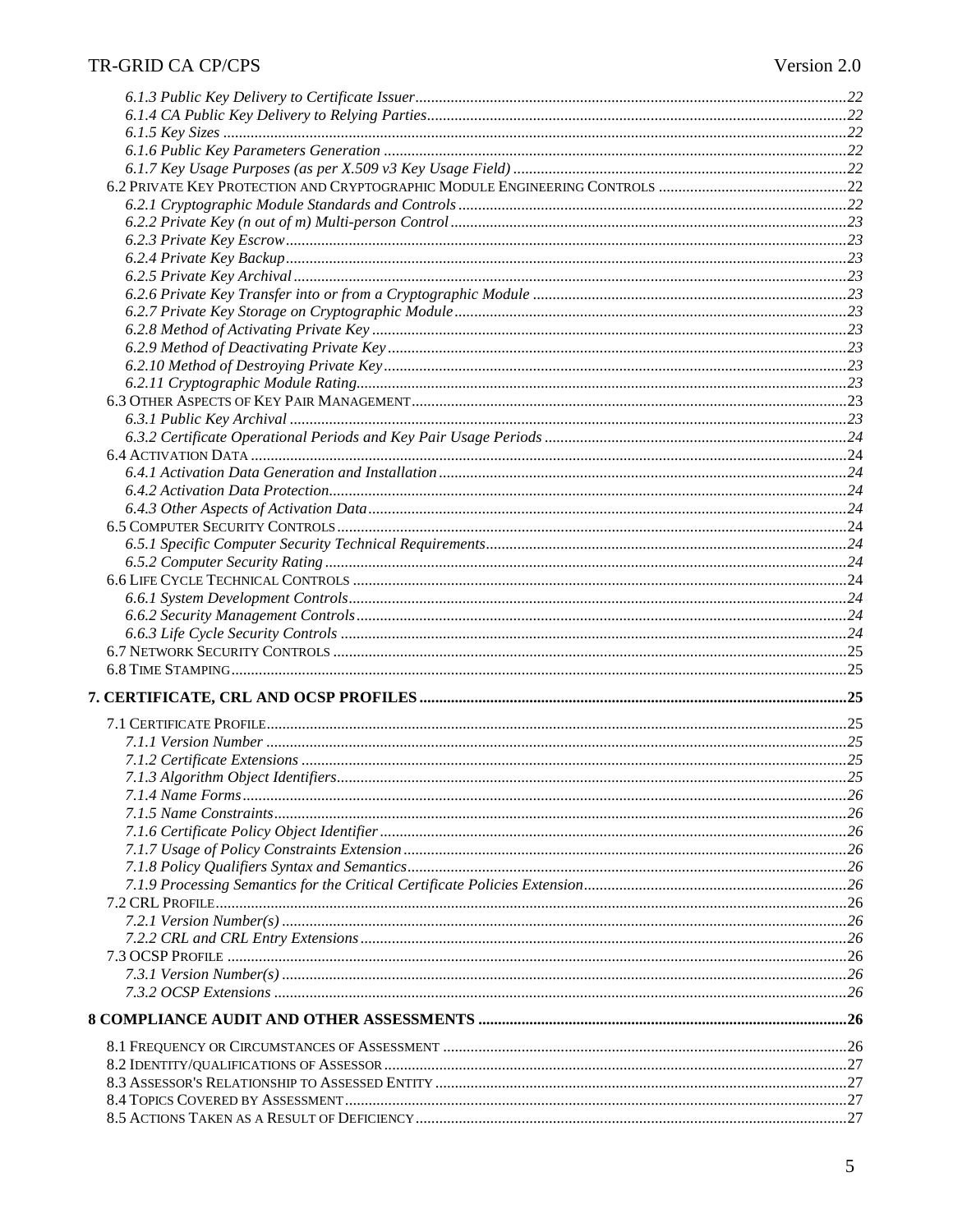*6.1.3 Public Key Delivery to Certificate Issuer* ............................................................ 22
*6.1.4 CA Public Key Delivery to Relying Parties* ............................................................ 22
*6.1.5 Key Sizes* ............................................................ 22
*6.1.6 Public Key Parameters Generation* ............................................................ 22
*6.1.7 Key Usage Purposes (as per X.509 v3 Key Usage Field)* ............................................................ 22
6.2 Private Key Protection and Cryptographic Module Engineering Controls ............................................................ 22
*6.2.1 Cryptographic Module Standards and Controls* ............................................................ 22
*6.2.2 Private Key (n out of m) Multi-person Control* ............................................................ 23
*6.2.3 Private Key Escrow* ............................................................ 23
*6.2.4 Private Key Backup* ............................................................ 23
*6.2.5 Private Key Archival* ............................................................ 23
*6.2.6 Private Key Transfer into or from a Cryptographic Module* ............................................................ 23
*6.2.7 Private Key Storage on Cryptographic Module* ............................................................ 23
*6.2.8 Method of Activating Private Key* ............................................................ 23
*6.2.9 Method of Deactivating Private Key* ............................................................ 23
*6.2.10 Method of Destroying Private Key* ............................................................ 23
*6.2.11 Cryptographic Module Rating* ............................................................ 23
6.3 Other Aspects of Key Pair Management ............................................................ 23
*6.3.1 Public Key Archival* ............................................................ 23
*6.3.2 Certificate Operational Periods and Key Pair Usage Periods* ............................................................ 24
6.4 Activation Data ............................................................ 24
*6.4.1 Activation Data Generation and Installation* ............................................................ 24
*6.4.2 Activation Data Protection* ............................................................ 24
*6.4.3 Other Aspects of Activation Data* ............................................................ 24
6.5 Computer Security Controls ............................................................ 24
*6.5.1 Specific Computer Security Technical Requirements* ............................................................ 24
*6.5.2 Computer Security Rating* ............................................................ 24
6.6 Life Cycle Technical Controls ............................................................ 24
*6.6.1 System Development Controls* ............................................................ 24
*6.6.2 Security Management Controls* ............................................................ 24
*6.6.3 Life Cycle Security Controls* ............................................................ 24
6.7 Network Security Controls ............................................................ 25
6.8 Time Stamping ............................................................ 25

**7. CERTIFICATE, CRL AND OCSP PROFILES ............................................................ 25**

7.1 Certificate Profile ............................................................ 25
*7.1.1 Version Number* ............................................................ 25
*7.1.2 Certificate Extensions* ............................................................ 25
*7.1.3 Algorithm Object Identifiers* ............................................................ 25
*7.1.4 Name Forms* ............................................................ 26
*7.1.5 Name Constraints* ............................................................ 26
*7.1.6 Certificate Policy Object Identifier* ............................................................ 26
*7.1.7 Usage of Policy Constraints Extension* ............................................................ 26
*7.1.8 Policy Qualifiers Syntax and Semantics* ............................................................ 26
*7.1.9 Processing Semantics for the Critical Certificate Policies Extension* ............................................................ 26
7.2 CRL Profile ............................................................ 26
*7.2.1 Version Number(s)* ............................................................ 26
*7.2.2 CRL and CRL Entry Extensions* ............................................................ 26
7.3 OCSP Profile ............................................................ 26
*7.3.1 Version Number(s)* ............................................................ 26
*7.3.2 OCSP Extensions* ............................................................ 26

**8 COMPLIANCE AUDIT AND OTHER ASSESSMENTS ............................................................ 26**

8.1 Frequency or Circumstances of Assessment ............................................................ 26
8.2 Identity/qualifications of Assessor ............................................................ 27
8.3 Assessor's Relationship to Assessed Entity ............................................................ 27
8.4 Topics Covered by Assessment ............................................................ 27
8.5 Actions Taken as a Result of Deficiency ............................................................ 27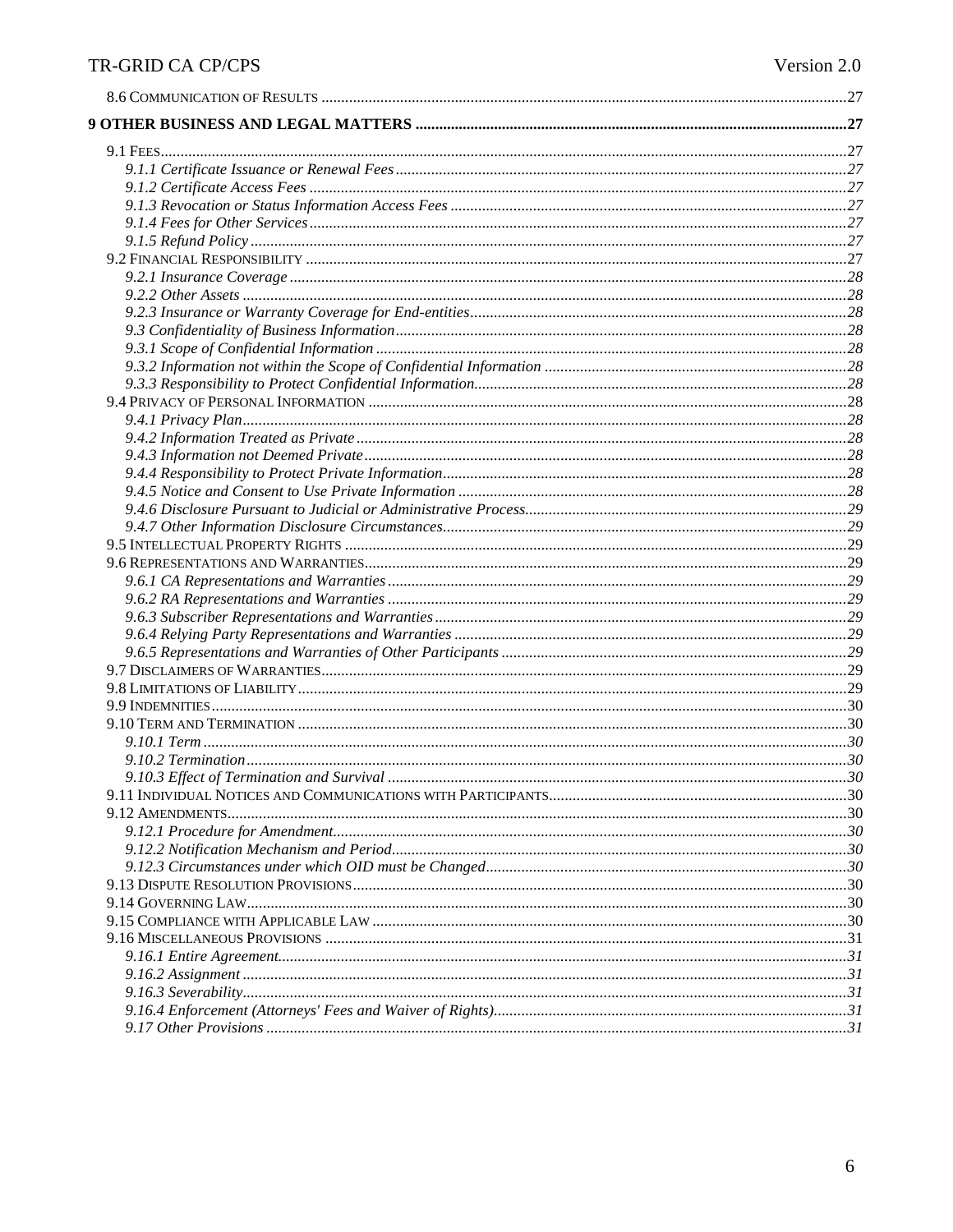8.6 COMMUNICATION OF RESULTS ....................................................................................................................................27

**9 OTHER BUSINESS AND LEGAL MATTERS ............................................................................................................27**

9.1 FEES.............................................................................................................................................................................27
*9.1.1 Certificate Issuance or Renewal Fees ..................................................................................................................27*
*9.1.2 Certificate Access Fees .......................................................................................................................................27*
*9.1.3 Revocation or Status Information Access Fees ....................................................................................................27*
*9.1.4 Fees for Other Services........................................................................................................................................27*
*9.1.5 Refund Policy .......................................................................................................................................................27*
9.2 FINANCIAL RESPONSIBILITY ........................................................................................................................................27
*9.2.1 Insurance Coverage .............................................................................................................................................28*
*9.2.2 Other Assets .........................................................................................................................................................28*
*9.2.3 Insurance or Warranty Coverage for End-entities...............................................................................................28*
*9.3 Confidentiality of Business Information..................................................................................................................28*
*9.3.1 Scope of Confidential Information .......................................................................................................................28*
*9.3.2 Information not within the Scope of Confidential Information ............................................................................28*
*9.3.3 Responsibility to Protect Confidential Information..............................................................................................28*
9.4 PRIVACY OF PERSONAL INFORMATION .........................................................................................................................28
*9.4.1 Privacy Plan.........................................................................................................................................................28*
*9.4.2 Information Treated as Private ............................................................................................................................28*
*9.4.3 Information not Deemed Private ..........................................................................................................................28*
*9.4.4 Responsibility to Protect Private Information......................................................................................................28*
*9.4.5 Notice and Consent to Use Private Information ..................................................................................................28*
*9.4.6 Disclosure Pursuant to Judicial or Administrative Process.................................................................................29*
*9.4.7 Other Information Disclosure Circumstances......................................................................................................29*
9.5 INTELLECTUAL PROPERTY RIGHTS ...............................................................................................................................29
9.6 REPRESENTATIONS AND WARRANTIES..........................................................................................................................29
*9.6.1 CA Representations and Warranties ....................................................................................................................29*
*9.6.2 RA Representations and Warranties ....................................................................................................................29*
*9.6.3 Subscriber Representations and Warranties........................................................................................................29*
*9.6.4 Relying Party Representations and Warranties ...................................................................................................29*
*9.6.5 Representations and Warranties of Other Participants .......................................................................................29*
9.7 DISCLAIMERS OF WARRANTIES.....................................................................................................................................29
9.8 LIMITATIONS OF LIABILITY...........................................................................................................................................29
9.9 INDEMNITIES................................................................................................................................................................30
9.10 TERM AND TERMINATION ..........................................................................................................................................30
*9.10.1 Term ...................................................................................................................................................................30*
*9.10.2 Termination........................................................................................................................................................30*
*9.10.3 Effect of Termination and Survival ....................................................................................................................30*
9.11 INDIVIDUAL NOTICES AND COMMUNICATIONS WITH PARTICIPANTS...........................................................................30
9.12 AMENDMENTS............................................................................................................................................................30
*9.12.1 Procedure for Amendment..................................................................................................................................30*
*9.12.2 Notification Mechanism and Period...................................................................................................................30*
*9.12.3 Circumstances under which OID must be Changed............................................................................................30*
9.13 DISPUTE RESOLUTION PROVISIONS.............................................................................................................................30
9.14 GOVERNING LAW.......................................................................................................................................................30
9.15 COMPLIANCE WITH APPLICABLE LAW ........................................................................................................................30
9.16 MISCELLANEOUS PROVISIONS ....................................................................................................................................31
*9.16.1 Entire Agreement................................................................................................................................................31*
*9.16.2 Assignment .........................................................................................................................................................31*
*9.16.3 Severability.........................................................................................................................................................31*
*9.16.4 Enforcement (Attorneys' Fees and Waiver of Rights)..........................................................................................31*
*9.17 Other Provisions ..................................................................................................................................................31*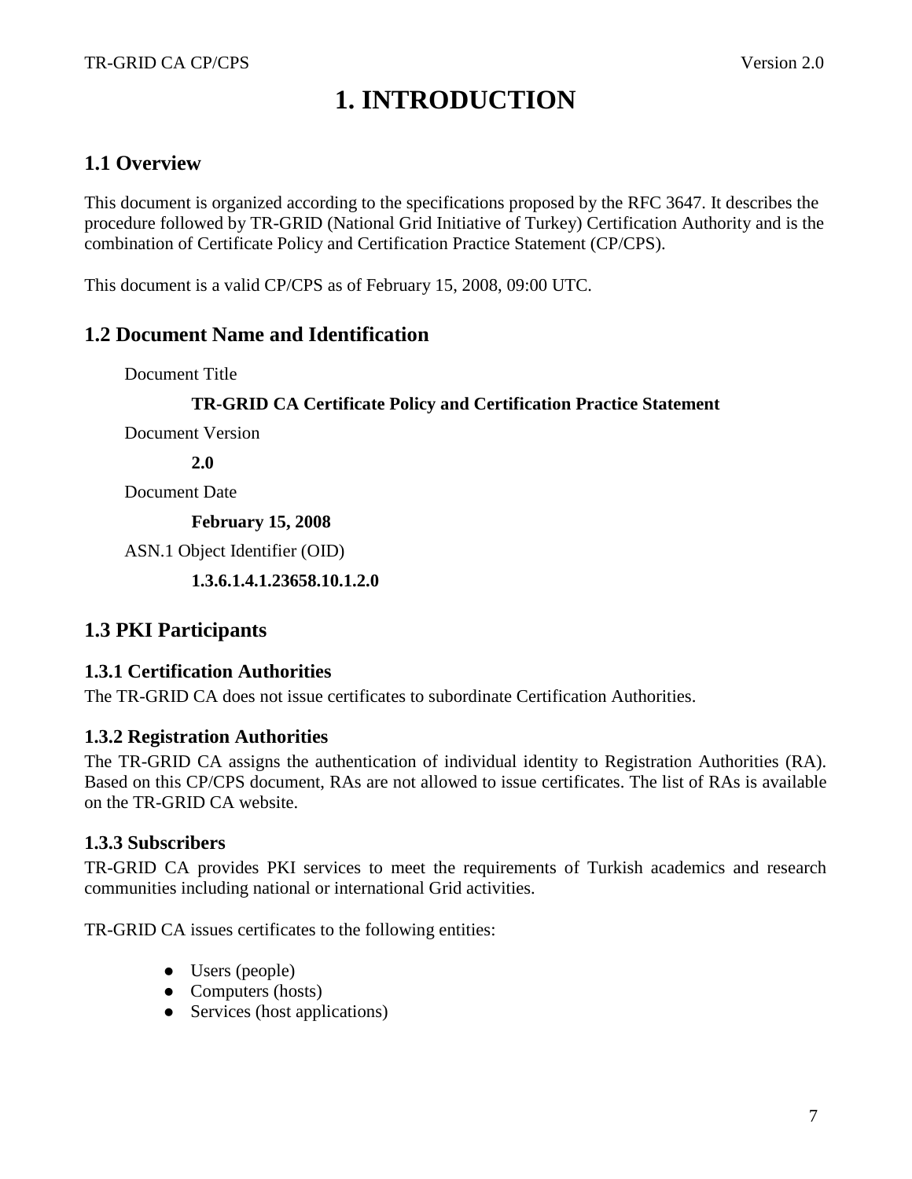# 1. INTRODUCTION

## 1.1 Overview

This document is organized according to the specifications proposed by the RFC 3647. It describes the procedure followed by TR-GRID (National Grid Initiative of Turkey) Certification Authority and is the combination of Certificate Policy and Certification Practice Statement (CP/CPS).

This document is a valid CP/CPS as of February 15, 2008, 09:00 UTC.

## 1.2 Document Name and Identification

Document Title

**TR-GRID CA Certificate Policy and Certification Practice Statement**

Document Version

**2.0**

Document Date

**February 15, 2008**

ASN.1 Object Identifier (OID)

**1.3.6.1.4.1.23658.10.1.2.0**

## 1.3 PKI Participants

### 1.3.1 Certification Authorities

The TR-GRID CA does not issue certificates to subordinate Certification Authorities.

### 1.3.2 Registration Authorities

The TR-GRID CA assigns the authentication of individual identity to Registration Authorities (RA). Based on this CP/CPS document, RAs are not allowed to issue certificates. The list of RAs is available on the TR-GRID CA website.

### 1.3.3 Subscribers

TR-GRID CA provides PKI services to meet the requirements of Turkish academics and research communities including national or international Grid activities.

TR-GRID CA issues certificates to the following entities:

- Users (people)
- Computers (hosts)
- Services (host applications)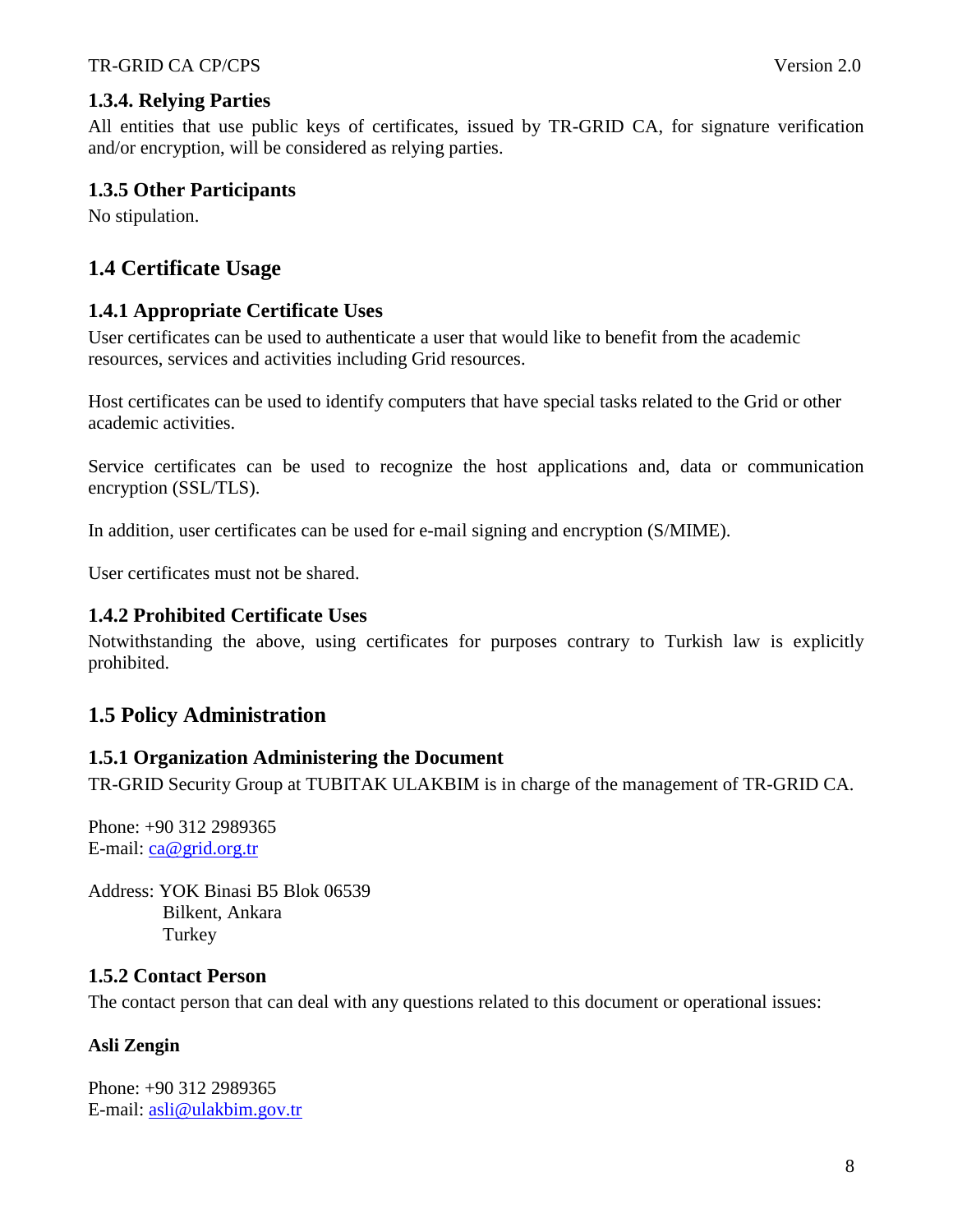### 1.3.4. Relying Parties

All entities that use public keys of certificates, issued by TR-GRID CA, for signature verification and/or encryption, will be considered as relying parties.

### 1.3.5 Other Participants

No stipulation.

## 1.4 Certificate Usage

### 1.4.1 Appropriate Certificate Uses

User certificates can be used to authenticate a user that would like to benefit from the academic resources, services and activities including Grid resources.

Host certificates can be used to identify computers that have special tasks related to the Grid or other academic activities.

Service certificates can be used to recognize the host applications and, data or communication encryption (SSL/TLS).

In addition, user certificates can be used for e-mail signing and encryption (S/MIME).

User certificates must not be shared.

### 1.4.2 Prohibited Certificate Uses

Notwithstanding the above, using certificates for purposes contrary to Turkish law is explicitly prohibited.

## 1.5 Policy Administration

### 1.5.1 Organization Administering the Document

TR-GRID Security Group at TUBITAK ULAKBIM is in charge of the management of TR-GRID CA.

Phone: +90 312 2989365
E-mail: ca@grid.org.tr

Address: YOK Binasi B5 Blok 06539
Bilkent, Ankara
Turkey

### 1.5.2 Contact Person

The contact person that can deal with any questions related to this document or operational issues:

**Asli Zengin**

Phone: +90 312 2989365
E-mail: asli@ulakbim.gov.tr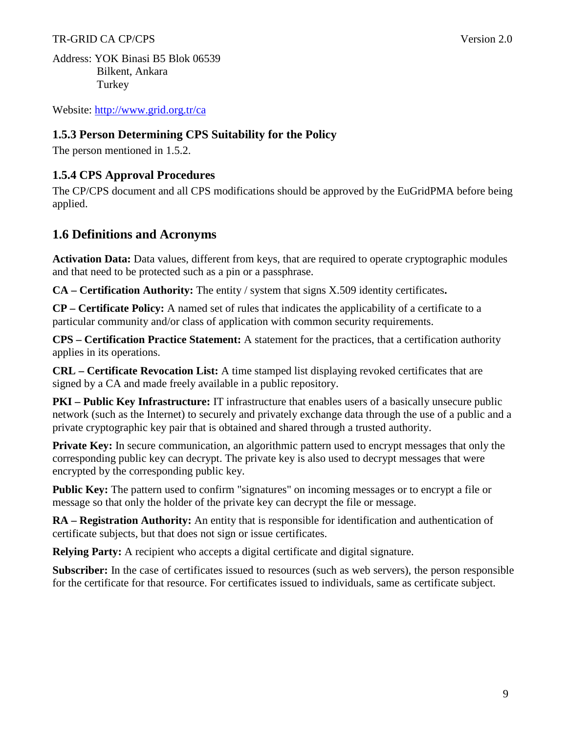Address: YOK Binasi B5 Blok 06539
Bilkent, Ankara
Turkey

Website: http://www.grid.org.tr/ca

### 1.5.3 Person Determining CPS Suitability for the Policy

The person mentioned in 1.5.2.

### 1.5.4 CPS Approval Procedures

The CP/CPS document and all CPS modifications should be approved by the EuGridPMA before being applied.

## 1.6 Definitions and Acronyms

**Activation Data:** Data values, different from keys, that are required to operate cryptographic modules and that need to be protected such as a pin or a passphrase.

**CA – Certification Authority:** The entity / system that signs X.509 identity certificates**.**

**CP – Certificate Policy:** A named set of rules that indicates the applicability of a certificate to a particular community and/or class of application with common security requirements.

**CPS – Certification Practice Statement:** A statement for the practices, that a certification authority applies in its operations.

**CRL – Certificate Revocation List:** A time stamped list displaying revoked certificates that are signed by a CA and made freely available in a public repository.

**PKI – Public Key Infrastructure:** IT infrastructure that enables users of a basically unsecure public network (such as the Internet) to securely and privately exchange data through the use of a public and a private cryptographic key pair that is obtained and shared through a trusted authority.

**Private Key:** In secure communication, an algorithmic pattern used to encrypt messages that only the corresponding public key can decrypt. The private key is also used to decrypt messages that were encrypted by the corresponding public key.

**Public Key:** The pattern used to confirm "signatures" on incoming messages or to encrypt a file or message so that only the holder of the private key can decrypt the file or message.

**RA – Registration Authority:** An entity that is responsible for identification and authentication of certificate subjects, but that does not sign or issue certificates.

**Relying Party:** A recipient who accepts a digital certificate and digital signature.

**Subscriber:** In the case of certificates issued to resources (such as web servers), the person responsible for the certificate for that resource. For certificates issued to individuals, same as certificate subject.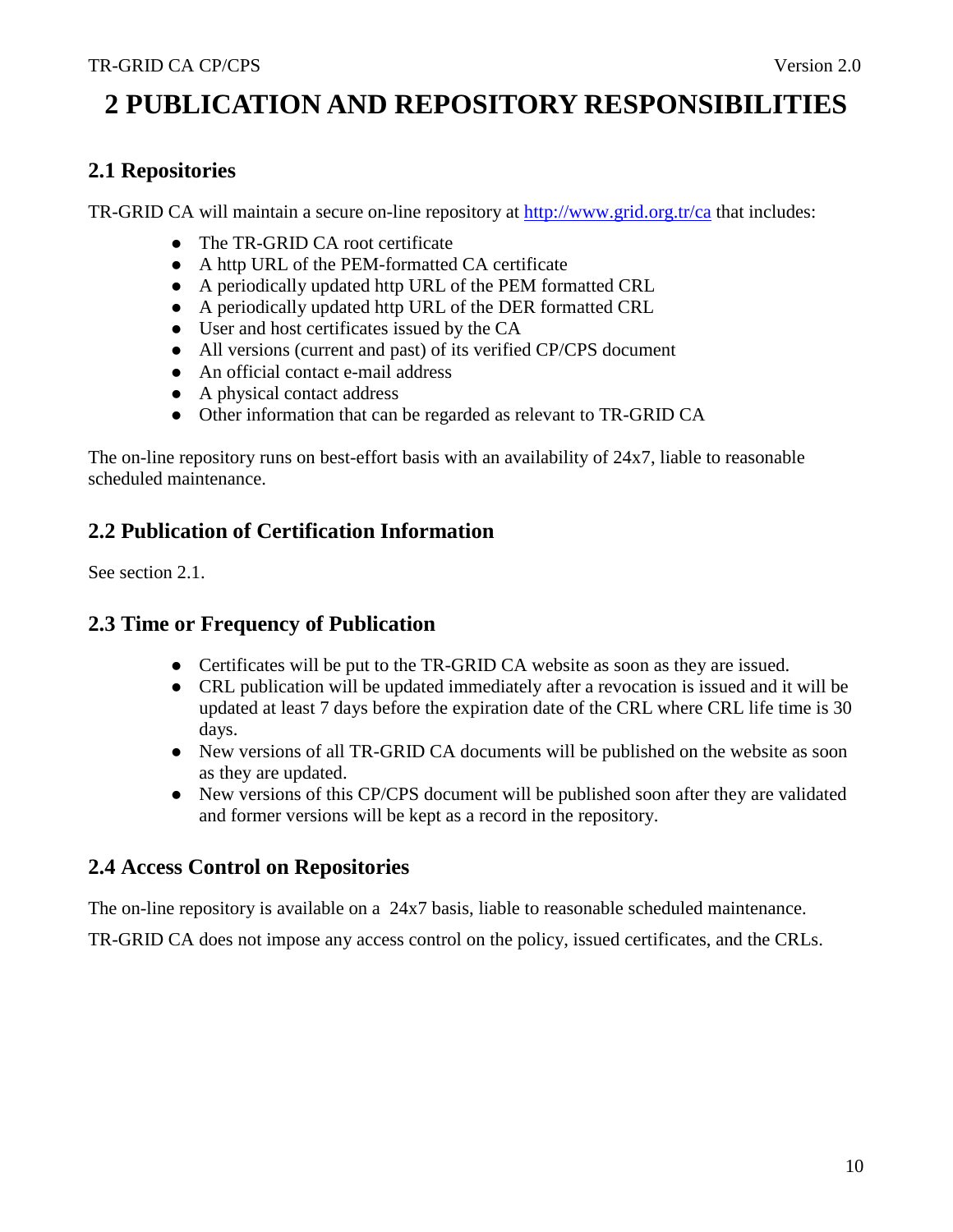# 2 PUBLICATION AND REPOSITORY RESPONSIBILITIES

## 2.1 Repositories

TR-GRID CA will maintain a secure on-line repository at http://www.grid.org.tr/ca that includes:

- The TR-GRID CA root certificate
- A http URL of the PEM-formatted CA certificate
- A periodically updated http URL of the PEM formatted CRL
- A periodically updated http URL of the DER formatted CRL
- User and host certificates issued by the CA
- All versions (current and past) of its verified CP/CPS document
- An official contact e-mail address
- A physical contact address
- Other information that can be regarded as relevant to TR-GRID CA

The on-line repository runs on best-effort basis with an availability of 24x7, liable to reasonable scheduled maintenance.

## 2.2 Publication of Certification Information

See section 2.1.

## 2.3 Time or Frequency of Publication

- Certificates will be put to the TR-GRID CA website as soon as they are issued.
- CRL publication will be updated immediately after a revocation is issued and it will be updated at least 7 days before the expiration date of the CRL where CRL life time is 30 days.
- New versions of all TR-GRID CA documents will be published on the website as soon as they are updated.
- New versions of this CP/CPS document will be published soon after they are validated and former versions will be kept as a record in the repository.

## 2.4 Access Control on Repositories

The on-line repository is available on a 24x7 basis, liable to reasonable scheduled maintenance.

TR-GRID CA does not impose any access control on the policy, issued certificates, and the CRLs.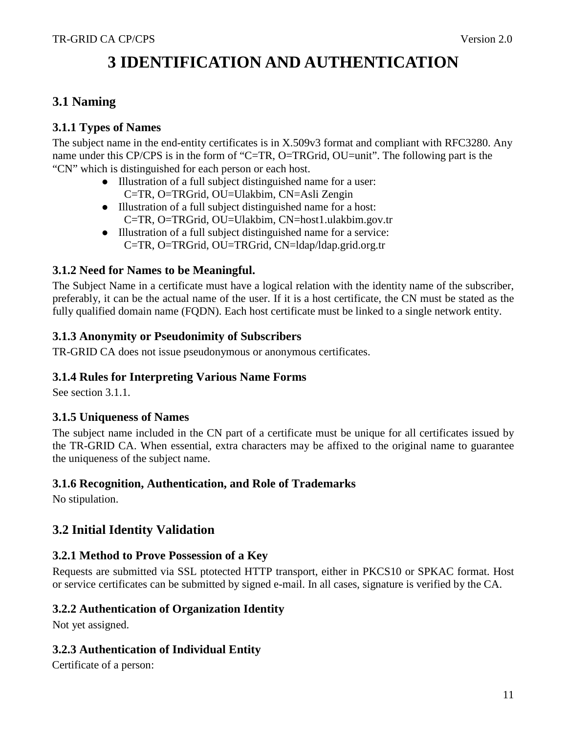# 3 IDENTIFICATION AND AUTHENTICATION

## 3.1 Naming

### 3.1.1 Types of Names

The subject name in the end-entity certificates is in X.509v3 format and compliant with RFC3280. Any name under this CP/CPS is in the form of "C=TR, O=TRGrid, OU=unit". The following part is the "CN" which is distinguished for each person or each host.

- Illustration of a full subject distinguished name for a user:
  C=TR, O=TRGrid, OU=Ulakbim, CN=Asli Zengin
- Illustration of a full subject distinguished name for a host:
  C=TR, O=TRGrid, OU=Ulakbim, CN=host1.ulakbim.gov.tr
- Illustration of a full subject distinguished name for a service:
  C=TR, O=TRGrid, OU=TRGrid, CN=ldap/ldap.grid.org.tr

### 3.1.2 Need for Names to be Meaningful.

The Subject Name in a certificate must have a logical relation with the identity name of the subscriber, preferably, it can be the actual name of the user. If it is a host certificate, the CN must be stated as the fully qualified domain name (FQDN). Each host certificate must be linked to a single network entity.

### 3.1.3 Anonymity or Pseudonimity of Subscribers

TR-GRID CA does not issue pseudonymous or anonymous certificates.

### 3.1.4 Rules for Interpreting Various Name Forms

See section 3.1.1.

### 3.1.5 Uniqueness of Names

The subject name included in the CN part of a certificate must be unique for all certificates issued by the TR-GRID CA. When essential, extra characters may be affixed to the original name to guarantee the uniqueness of the subject name.

### 3.1.6 Recognition, Authentication, and Role of Trademarks

No stipulation.

## 3.2 Initial Identity Validation

### 3.2.1 Method to Prove Possession of a Key

Requests are submitted via SSL ptotected HTTP transport, either in PKCS10 or SPKAC format. Host or service certificates can be submitted by signed e-mail. In all cases, signature is verified by the CA.

### 3.2.2 Authentication of Organization Identity

Not yet assigned.

### 3.2.3 Authentication of Individual Entity

Certificate of a person: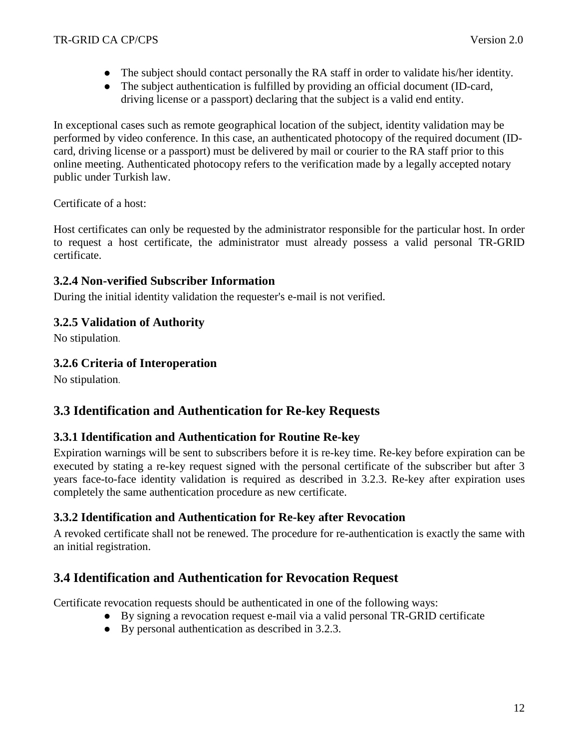- The subject should contact personally the RA staff in order to validate his/her identity.
- The subject authentication is fulfilled by providing an official document (ID-card, driving license or a passport) declaring that the subject is a valid end entity.

In exceptional cases such as remote geographical location of the subject, identity validation may be performed by video conference. In this case, an authenticated photocopy of the required document (ID-card, driving license or a passport) must be delivered by mail or courier to the RA staff prior to this online meeting. Authenticated photocopy refers to the verification made by a legally accepted notary public under Turkish law.

Certificate of a host:

Host certificates can only be requested by the administrator responsible for the particular host. In order to request a host certificate, the administrator must already possess a valid personal TR-GRID certificate.

### 3.2.4 Non-verified Subscriber Information

During the initial identity validation the requester's e-mail is not verified.

### 3.2.5 Validation of Authority

No stipulation.

### 3.2.6 Criteria of Interoperation

No stipulation.

## 3.3 Identification and Authentication for Re-key Requests

### 3.3.1 Identification and Authentication for Routine Re-key

Expiration warnings will be sent to subscribers before it is re-key time. Re-key before expiration can be executed by stating a re-key request signed with the personal certificate of the subscriber but after 3 years face-to-face identity validation is required as described in 3.2.3. Re-key after expiration uses completely the same authentication procedure as new certificate.

### 3.3.2 Identification and Authentication for Re-key after Revocation

A revoked certificate shall not be renewed. The procedure for re-authentication is exactly the same with an initial registration.

## 3.4 Identification and Authentication for Revocation Request

Certificate revocation requests should be authenticated in one of the following ways:

- By signing a revocation request e-mail via a valid personal TR-GRID certificate
- By personal authentication as described in 3.2.3.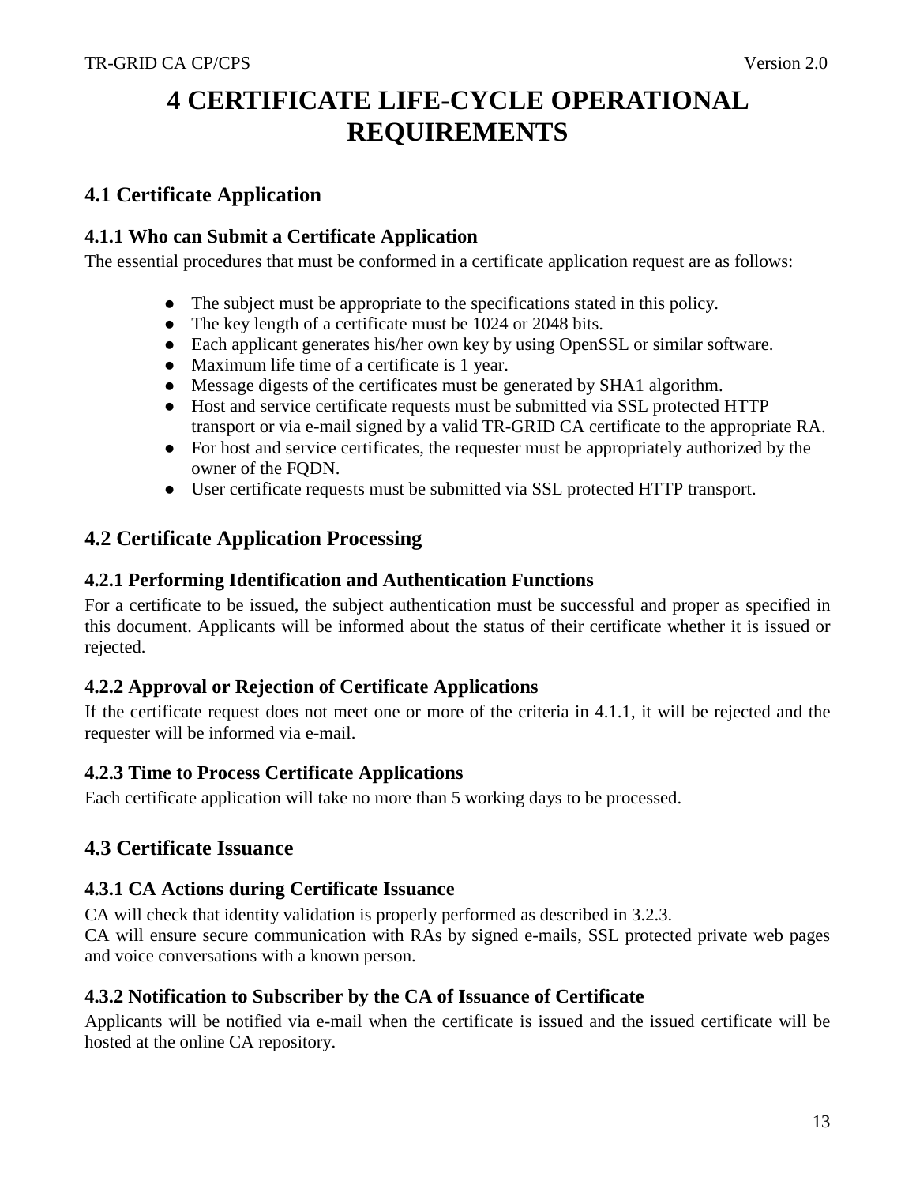# 4 CERTIFICATE LIFE-CYCLE OPERATIONAL REQUIREMENTS

## 4.1 Certificate Application

### 4.1.1 Who can Submit a Certificate Application

The essential procedures that must be conformed in a certificate application request are as follows:

- The subject must be appropriate to the specifications stated in this policy.
- The key length of a certificate must be 1024 or 2048 bits.
- Each applicant generates his/her own key by using OpenSSL or similar software.
- Maximum life time of a certificate is 1 year.
- Message digests of the certificates must be generated by SHA1 algorithm.
- Host and service certificate requests must be submitted via SSL protected HTTP transport or via e-mail signed by a valid TR-GRID CA certificate to the appropriate RA.
- For host and service certificates, the requester must be appropriately authorized by the owner of the FQDN.
- User certificate requests must be submitted via SSL protected HTTP transport.

## 4.2 Certificate Application Processing

### 4.2.1 Performing Identification and Authentication Functions

For a certificate to be issued, the subject authentication must be successful and proper as specified in this document. Applicants will be informed about the status of their certificate whether it is issued or rejected.

### 4.2.2 Approval or Rejection of Certificate Applications

If the certificate request does not meet one or more of the criteria in 4.1.1, it will be rejected and the requester will be informed via e-mail.

### 4.2.3 Time to Process Certificate Applications

Each certificate application will take no more than 5 working days to be processed.

## 4.3 Certificate Issuance

### 4.3.1 CA Actions during Certificate Issuance

CA will check that identity validation is properly performed as described in 3.2.3.
CA will ensure secure communication with RAs by signed e-mails, SSL protected private web pages and voice conversations with a known person.

### 4.3.2 Notification to Subscriber by the CA of Issuance of Certificate

Applicants will be notified via e-mail when the certificate is issued and the issued certificate will be hosted at the online CA repository.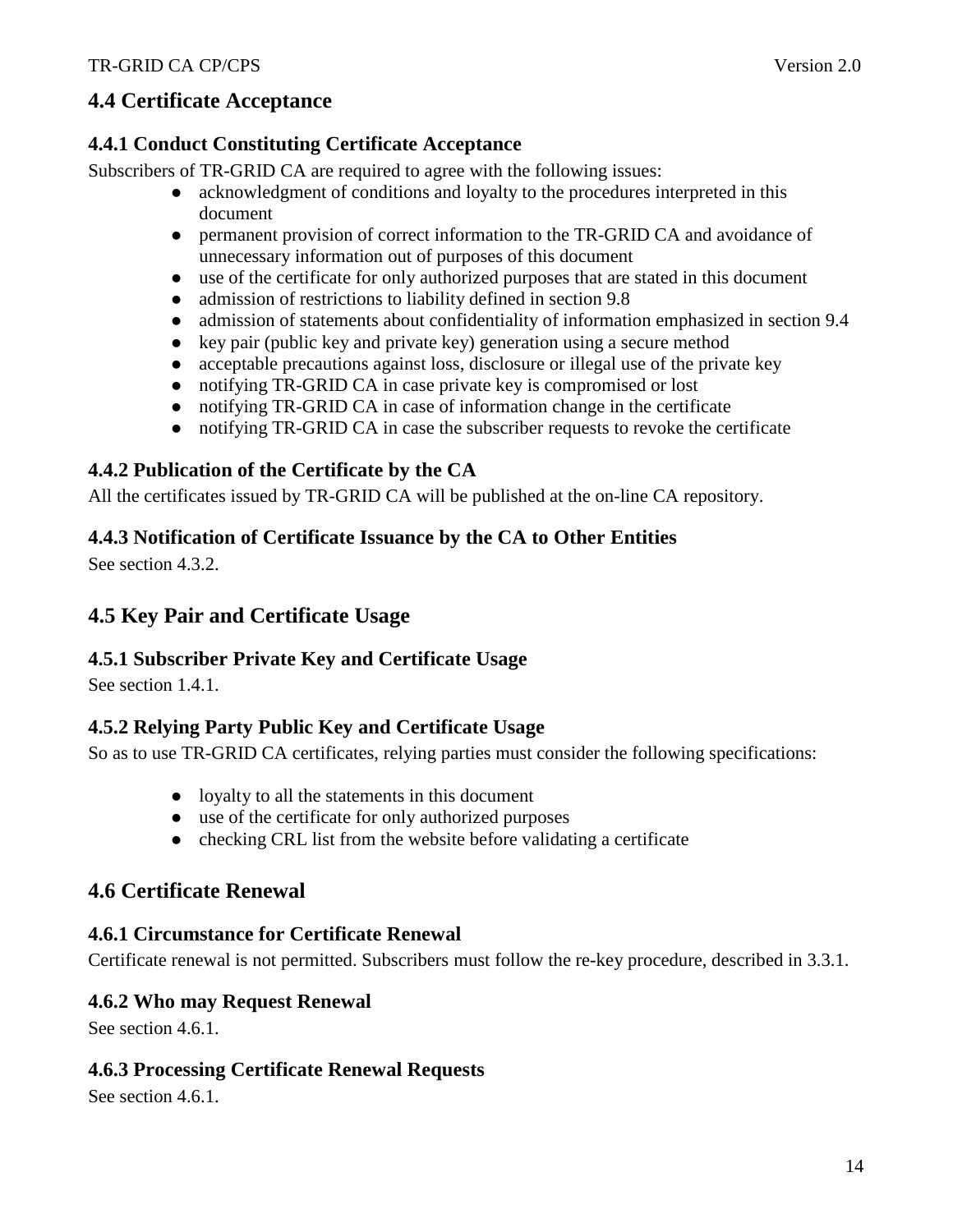## 4.4 Certificate Acceptance

### 4.4.1 Conduct Constituting Certificate Acceptance

Subscribers of TR-GRID CA are required to agree with the following issues:

- acknowledgment of conditions and loyalty to the procedures interpreted in this document
- permanent provision of correct information to the TR-GRID CA and avoidance of unnecessary information out of purposes of this document
- use of the certificate for only authorized purposes that are stated in this document
- admission of restrictions to liability defined in section 9.8
- admission of statements about confidentiality of information emphasized in section 9.4
- key pair (public key and private key) generation using a secure method
- acceptable precautions against loss, disclosure or illegal use of the private key
- notifying TR-GRID CA in case private key is compromised or lost
- notifying TR-GRID CA in case of information change in the certificate
- notifying TR-GRID CA in case the subscriber requests to revoke the certificate

### 4.4.2 Publication of the Certificate by the CA

All the certificates issued by TR-GRID CA will be published at the on-line CA repository.

### 4.4.3 Notification of Certificate Issuance by the CA to Other Entities

See section 4.3.2.

## 4.5 Key Pair and Certificate Usage

### 4.5.1 Subscriber Private Key and Certificate Usage

See section 1.4.1.

### 4.5.2 Relying Party Public Key and Certificate Usage

So as to use TR-GRID CA certificates, relying parties must consider the following specifications:

- loyalty to all the statements in this document
- use of the certificate for only authorized purposes
- checking CRL list from the website before validating a certificate

## 4.6 Certificate Renewal

### 4.6.1 Circumstance for Certificate Renewal

Certificate renewal is not permitted. Subscribers must follow the re-key procedure, described in 3.3.1.

### 4.6.2 Who may Request Renewal

See section 4.6.1.

### 4.6.3 Processing Certificate Renewal Requests

See section 4.6.1.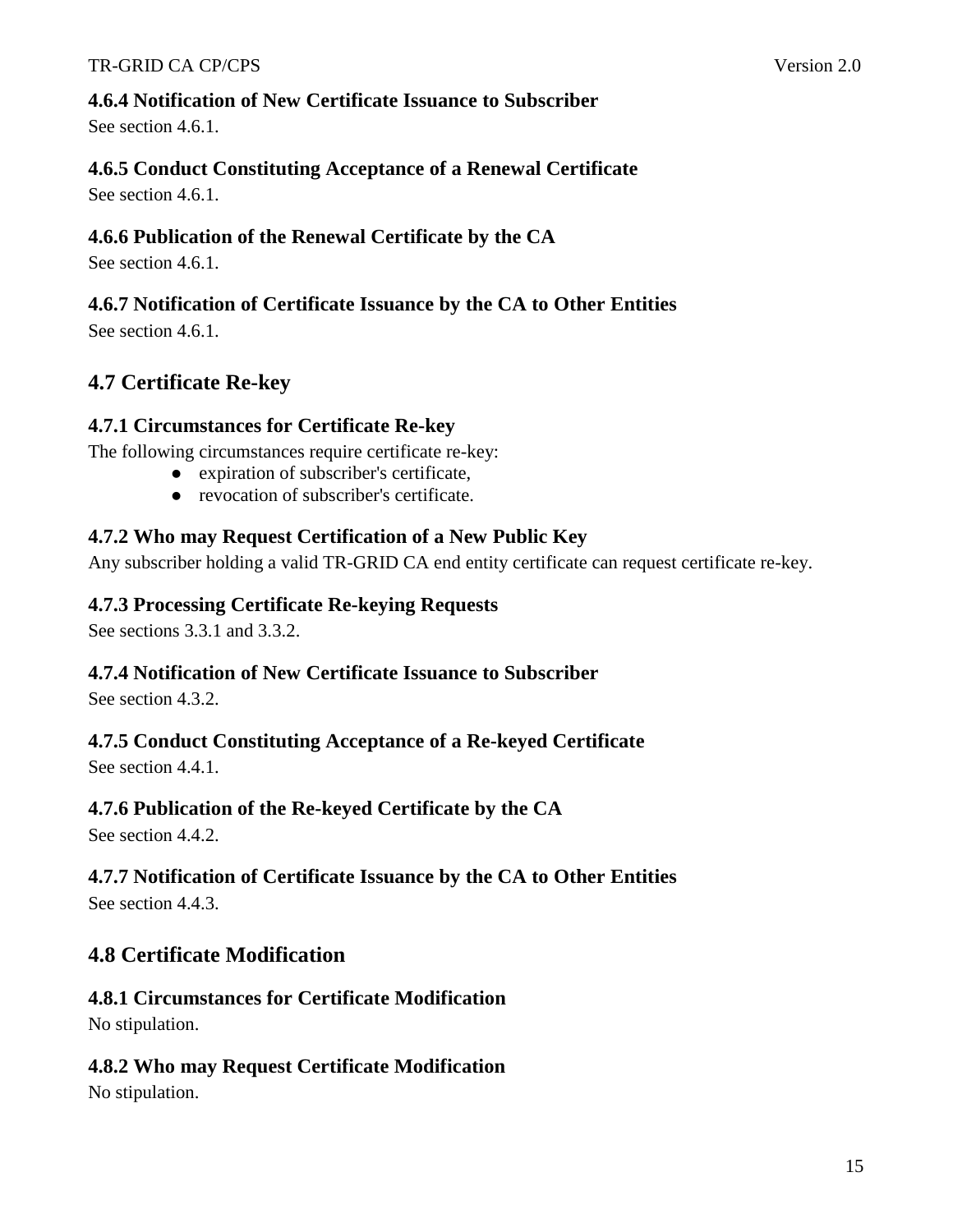### 4.6.4 Notification of New Certificate Issuance to Subscriber

See section 4.6.1.

### 4.6.5 Conduct Constituting Acceptance of a Renewal Certificate

See section 4.6.1.

### 4.6.6 Publication of the Renewal Certificate by the CA

See section 4.6.1.

### 4.6.7 Notification of Certificate Issuance by the CA to Other Entities

See section 4.6.1.

## 4.7 Certificate Re-key

### 4.7.1 Circumstances for Certificate Re-key

The following circumstances require certificate re-key:

- expiration of subscriber's certificate,
- revocation of subscriber's certificate.

### 4.7.2 Who may Request Certification of a New Public Key

Any subscriber holding a valid TR-GRID CA end entity certificate can request certificate re-key.

### 4.7.3 Processing Certificate Re-keying Requests

See sections 3.3.1 and 3.3.2.

### 4.7.4 Notification of New Certificate Issuance to Subscriber

See section 4.3.2.

### 4.7.5 Conduct Constituting Acceptance of a Re-keyed Certificate

See section 4.4.1.

### 4.7.6 Publication of the Re-keyed Certificate by the CA

See section 4.4.2.

### 4.7.7 Notification of Certificate Issuance by the CA to Other Entities

See section 4.4.3.

## 4.8 Certificate Modification

### 4.8.1 Circumstances for Certificate Modification

No stipulation.

### 4.8.2 Who may Request Certificate Modification

No stipulation.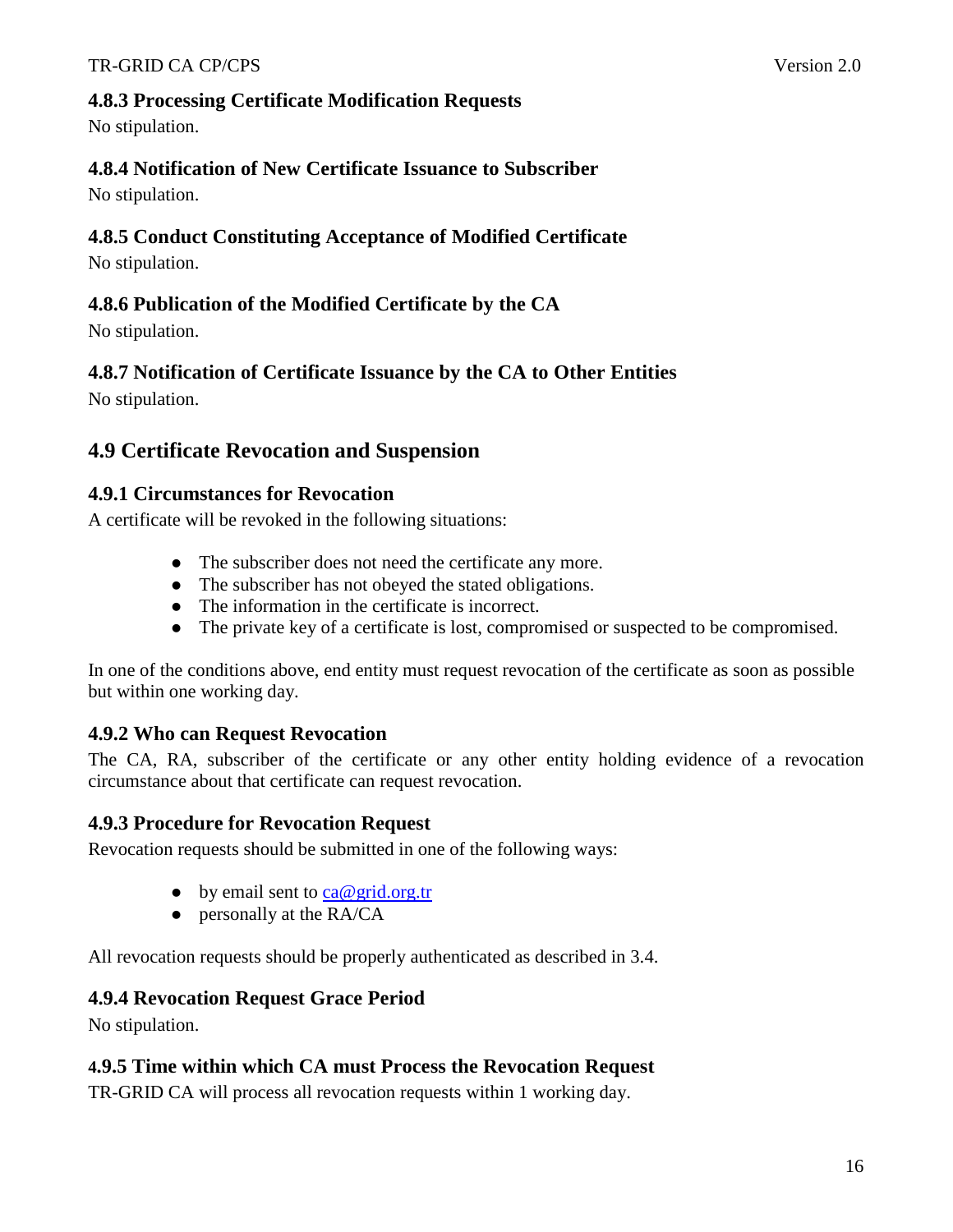### 4.8.3 Processing Certificate Modification Requests

No stipulation.

### 4.8.4 Notification of New Certificate Issuance to Subscriber

No stipulation.

### 4.8.5 Conduct Constituting Acceptance of Modified Certificate

No stipulation.

### 4.8.6 Publication of the Modified Certificate by the CA

No stipulation.

### 4.8.7 Notification of Certificate Issuance by the CA to Other Entities

No stipulation.

## 4.9 Certificate Revocation and Suspension

### 4.9.1 Circumstances for Revocation

A certificate will be revoked in the following situations:

- The subscriber does not need the certificate any more.
- The subscriber has not obeyed the stated obligations.
- The information in the certificate is incorrect.
- The private key of a certificate is lost, compromised or suspected to be compromised.

In one of the conditions above, end entity must request revocation of the certificate as soon as possible but within one working day.

### 4.9.2 Who can Request Revocation

The CA, RA, subscriber of the certificate or any other entity holding evidence of a revocation circumstance about that certificate can request revocation.

### 4.9.3 Procedure for Revocation Request

Revocation requests should be submitted in one of the following ways:

- by email sent to ca@grid.org.tr
- personally at the RA/CA

All revocation requests should be properly authenticated as described in 3.4.

### 4.9.4 Revocation Request Grace Period

No stipulation.

### 4.9.5 Time within which CA must Process the Revocation Request

TR-GRID CA will process all revocation requests within 1 working day.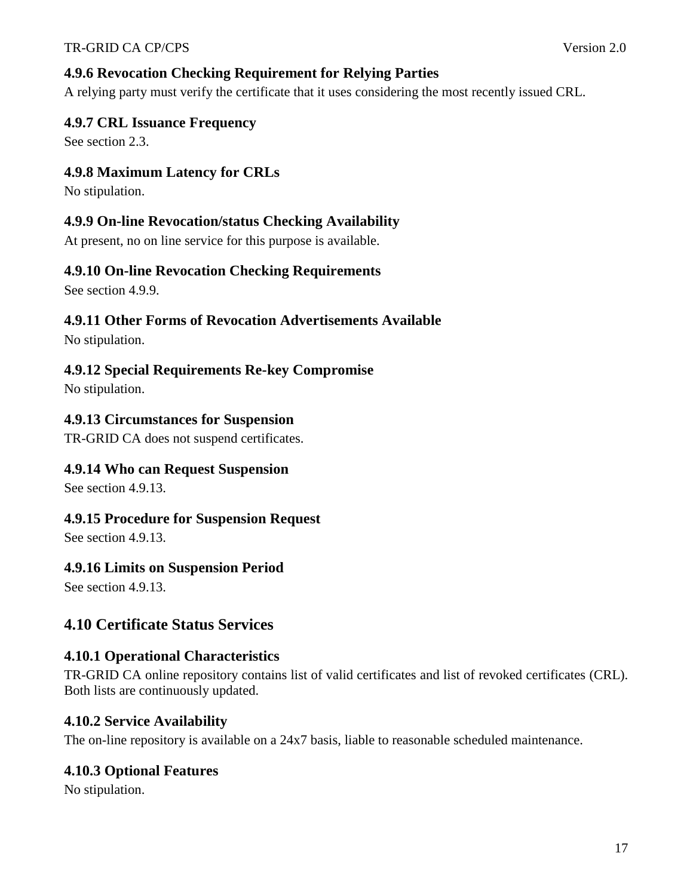### 4.9.6 Revocation Checking Requirement for Relying Parties

A relying party must verify the certificate that it uses considering the most recently issued CRL.

### 4.9.7 CRL Issuance Frequency

See section 2.3.

### 4.9.8 Maximum Latency for CRLs

No stipulation.

### 4.9.9 On-line Revocation/status Checking Availability

At present, no on line service for this purpose is available.

### 4.9.10 On-line Revocation Checking Requirements

See section 4.9.9.

### 4.9.11 Other Forms of Revocation Advertisements Available

No stipulation.

### 4.9.12 Special Requirements Re-key Compromise

No stipulation.

### 4.9.13 Circumstances for Suspension

TR-GRID CA does not suspend certificates.

### 4.9.14 Who can Request Suspension

See section 4.9.13.

### 4.9.15 Procedure for Suspension Request

See section 4.9.13.

### 4.9.16 Limits on Suspension Period

See section 4.9.13.

## 4.10 Certificate Status Services

### 4.10.1 Operational Characteristics

TR-GRID CA online repository contains list of valid certificates and list of revoked certificates (CRL). Both lists are continuously updated.

### 4.10.2 Service Availability

The on-line repository is available on a 24x7 basis, liable to reasonable scheduled maintenance.

### 4.10.3 Optional Features

No stipulation.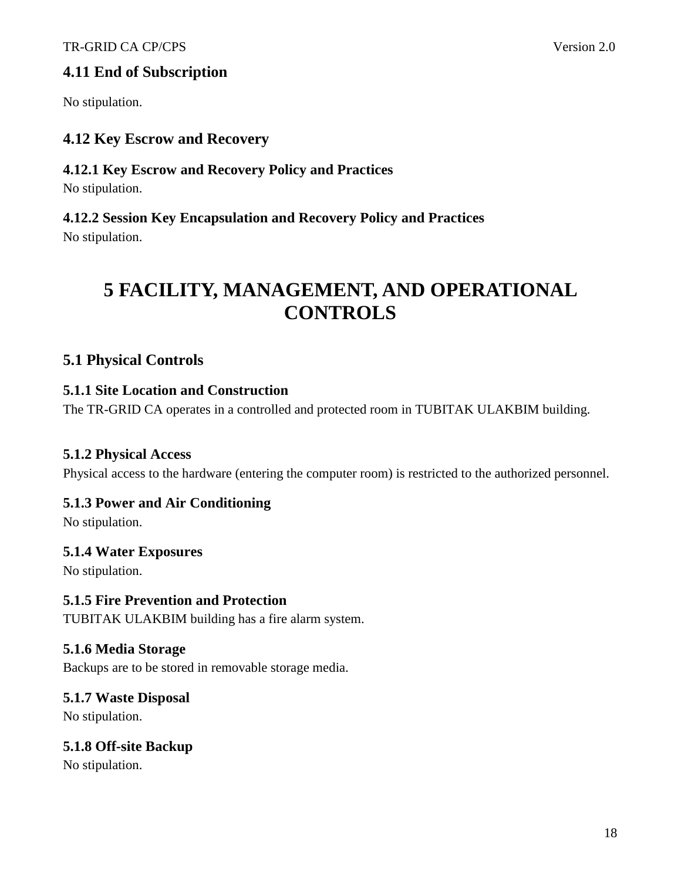## 4.11 End of Subscription

No stipulation.

## 4.12 Key Escrow and Recovery

### 4.12.1 Key Escrow and Recovery Policy and Practices

No stipulation.

### 4.12.2 Session Key Encapsulation and Recovery Policy and Practices

No stipulation.

# 5 FACILITY, MANAGEMENT, AND OPERATIONAL CONTROLS

## 5.1 Physical Controls

### 5.1.1 Site Location and Construction

The TR-GRID CA operates in a controlled and protected room in TUBITAK ULAKBIM building.

### 5.1.2 Physical Access

Physical access to the hardware (entering the computer room) is restricted to the authorized personnel.

### 5.1.3 Power and Air Conditioning

No stipulation.

### 5.1.4 Water Exposures

No stipulation.

### 5.1.5 Fire Prevention and Protection

TUBITAK ULAKBIM building has a fire alarm system.

### 5.1.6 Media Storage

Backups are to be stored in removable storage media.

### 5.1.7 Waste Disposal

No stipulation.

### 5.1.8 Off-site Backup

No stipulation.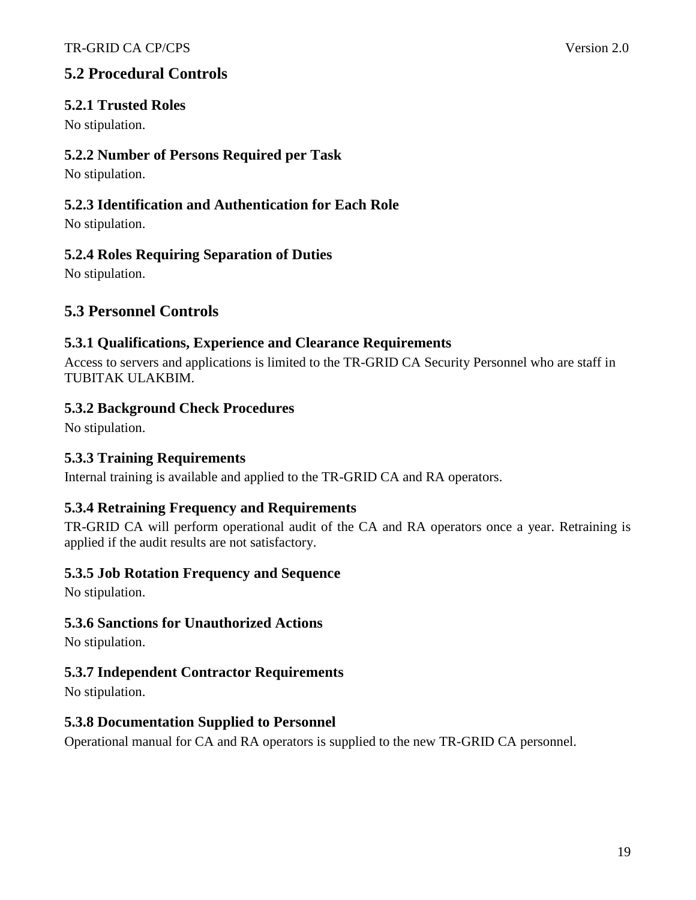## 5.2 Procedural Controls

### 5.2.1 Trusted Roles

No stipulation.

### 5.2.2 Number of Persons Required per Task

No stipulation.

### 5.2.3 Identification and Authentication for Each Role

No stipulation.

### 5.2.4 Roles Requiring Separation of Duties

No stipulation.

## 5.3 Personnel Controls

### 5.3.1 Qualifications, Experience and Clearance Requirements

Access to servers and applications is limited to the TR-GRID CA Security Personnel who are staff in TUBITAK ULAKBIM.

### 5.3.2 Background Check Procedures

No stipulation.

### 5.3.3 Training Requirements

Internal training is available and applied to the TR-GRID CA and RA operators.

### 5.3.4 Retraining Frequency and Requirements

TR-GRID CA will perform operational audit of the CA and RA operators once a year. Retraining is applied if the audit results are not satisfactory.

### 5.3.5 Job Rotation Frequency and Sequence

No stipulation.

### 5.3.6 Sanctions for Unauthorized Actions

No stipulation.

### 5.3.7 Independent Contractor Requirements

No stipulation.

### 5.3.8 Documentation Supplied to Personnel

Operational manual for CA and RA operators is supplied to the new TR-GRID CA personnel.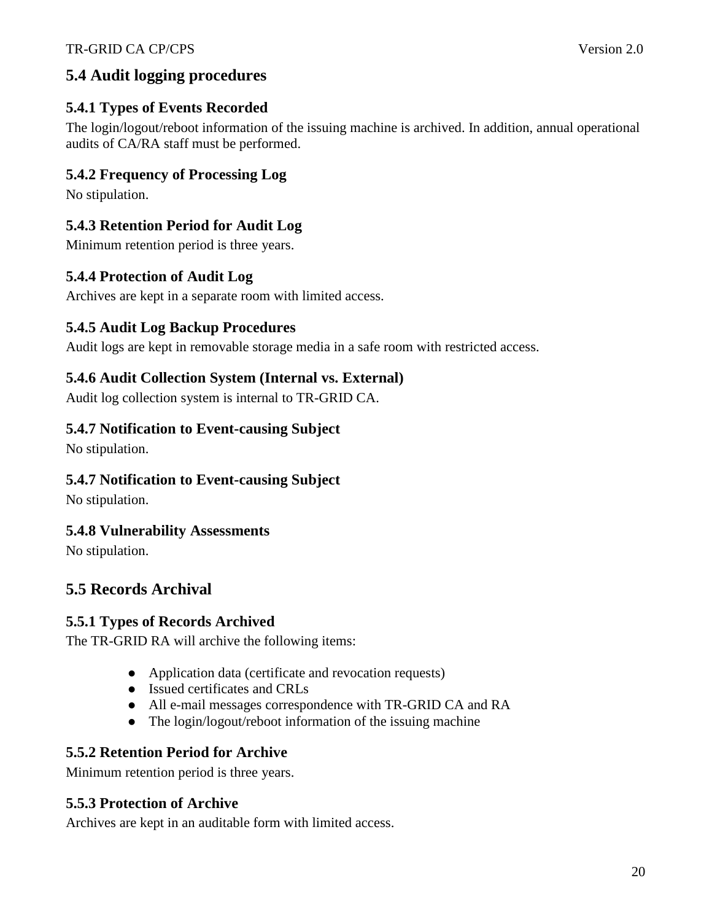## 5.4 Audit logging procedures

### 5.4.1 Types of Events Recorded

The login/logout/reboot information of the issuing machine is archived. In addition, annual operational audits of CA/RA staff must be performed.

### 5.4.2 Frequency of Processing Log

No stipulation.

### 5.4.3 Retention Period for Audit Log

Minimum retention period is three years.

### 5.4.4 Protection of Audit Log

Archives are kept in a separate room with limited access.

### 5.4.5 Audit Log Backup Procedures

Audit logs are kept in removable storage media in a safe room with restricted access.

### 5.4.6 Audit Collection System (Internal vs. External)

Audit log collection system is internal to TR-GRID CA.

### 5.4.7 Notification to Event-causing Subject

No stipulation.

### 5.4.7 Notification to Event-causing Subject

No stipulation.

### 5.4.8 Vulnerability Assessments

No stipulation.

## 5.5 Records Archival

### 5.5.1 Types of Records Archived

The TR-GRID RA will archive the following items:

- Application data (certificate and revocation requests)
- Issued certificates and CRLs
- All e-mail messages correspondence with TR-GRID CA and RA
- The login/logout/reboot information of the issuing machine

### 5.5.2 Retention Period for Archive

Minimum retention period is three years.

### 5.5.3 Protection of Archive

Archives are kept in an auditable form with limited access.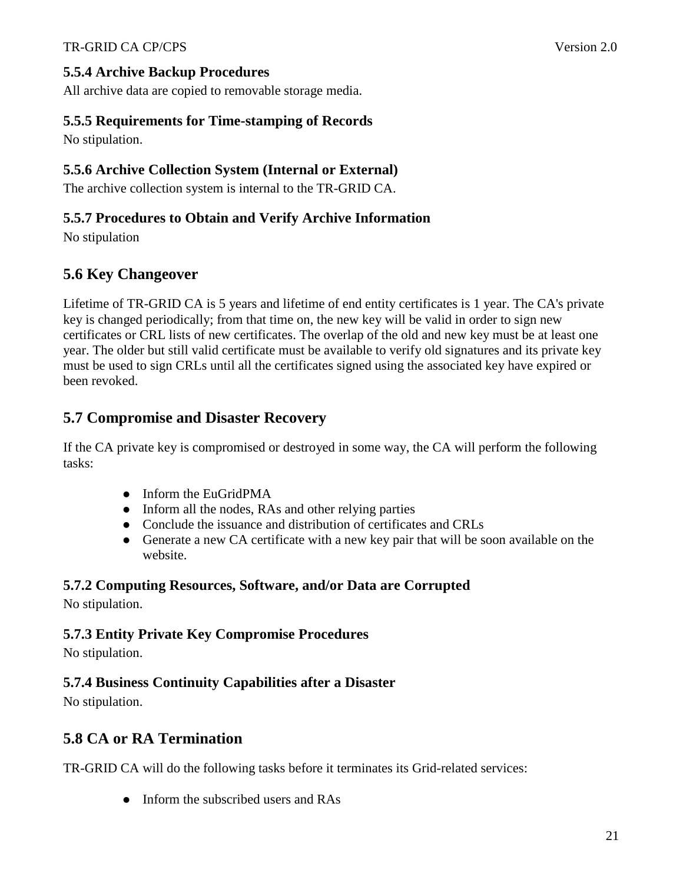### 5.5.4 Archive Backup Procedures

All archive data are copied to removable storage media.

### 5.5.5 Requirements for Time-stamping of Records

No stipulation.

### 5.5.6 Archive Collection System (Internal or External)

The archive collection system is internal to the TR-GRID CA.

### 5.5.7 Procedures to Obtain and Verify Archive Information

No stipulation

## 5.6 Key Changeover

Lifetime of TR-GRID CA is 5 years and lifetime of end entity certificates is 1 year. The CA's private key is changed periodically; from that time on, the new key will be valid in order to sign new certificates or CRL lists of new certificates. The overlap of the old and new key must be at least one year. The older but still valid certificate must be available to verify old signatures and its private key must be used to sign CRLs until all the certificates signed using the associated key have expired or been revoked.

## 5.7 Compromise and Disaster Recovery

If the CA private key is compromised or destroyed in some way, the CA will perform the following tasks:

- Inform the EuGridPMA
- Inform all the nodes, RAs and other relying parties
- Conclude the issuance and distribution of certificates and CRLs
- Generate a new CA certificate with a new key pair that will be soon available on the website.

### 5.7.2 Computing Resources, Software, and/or Data are Corrupted

No stipulation.

### 5.7.3 Entity Private Key Compromise Procedures

No stipulation.

### 5.7.4 Business Continuity Capabilities after a Disaster

No stipulation.

## 5.8 CA or RA Termination

TR-GRID CA will do the following tasks before it terminates its Grid-related services:

- Inform the subscribed users and RAs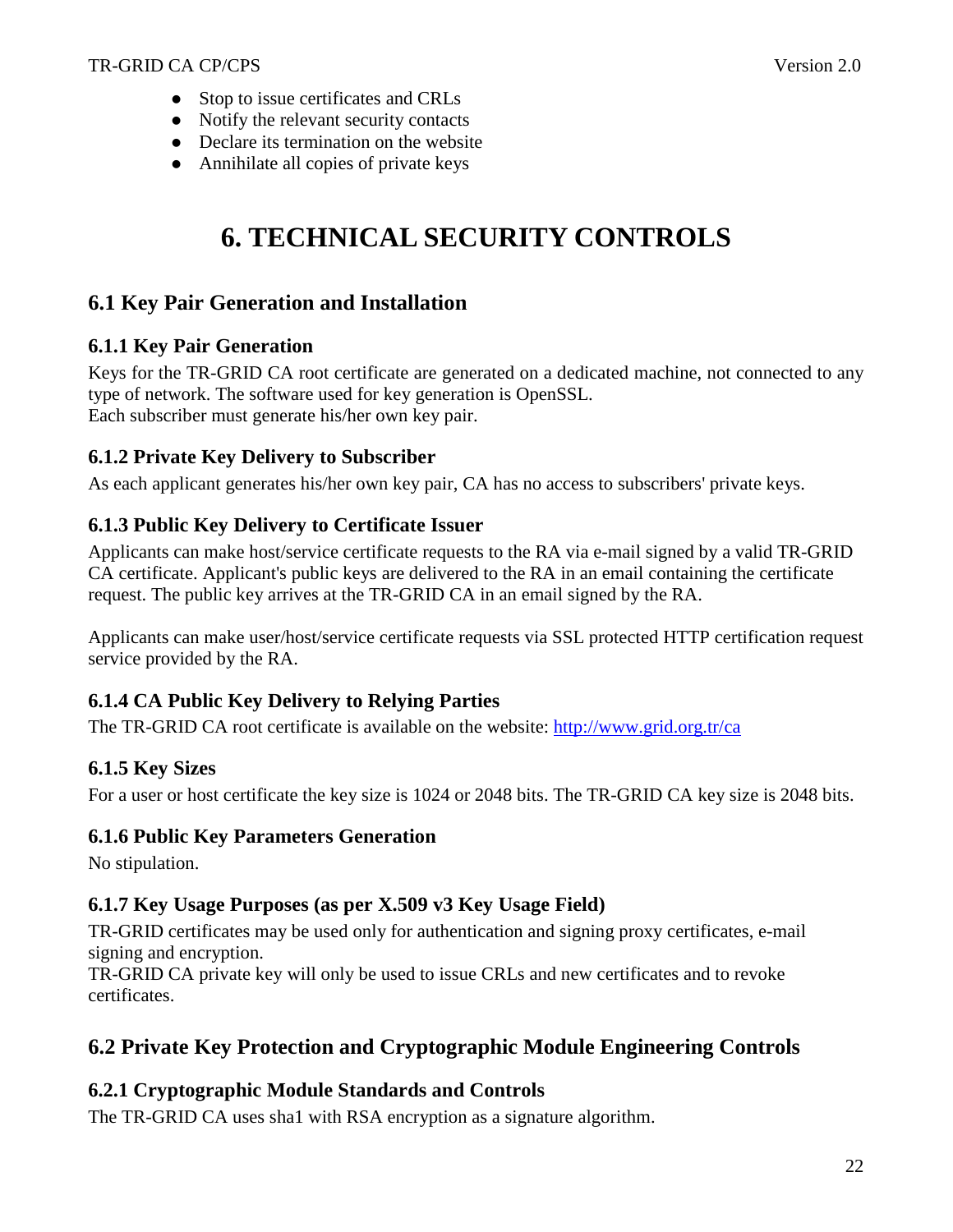- Stop to issue certificates and CRLs
- Notify the relevant security contacts
- Declare its termination on the website
- Annihilate all copies of private keys

# 6. TECHNICAL SECURITY CONTROLS

## 6.1 Key Pair Generation and Installation

### 6.1.1 Key Pair Generation

Keys for the TR-GRID CA root certificate are generated on a dedicated machine, not connected to any type of network. The software used for key generation is OpenSSL.
Each subscriber must generate his/her own key pair.

### 6.1.2 Private Key Delivery to Subscriber

As each applicant generates his/her own key pair, CA has no access to subscribers' private keys.

### 6.1.3 Public Key Delivery to Certificate Issuer

Applicants can make host/service certificate requests to the RA via e-mail signed by a valid TR-GRID CA certificate. Applicant's public keys are delivered to the RA in an email containing the certificate request. The public key arrives at the TR-GRID CA in an email signed by the RA.

Applicants can make user/host/service certificate requests via SSL protected HTTP certification request service provided by the RA.

### 6.1.4 CA Public Key Delivery to Relying Parties

The TR-GRID CA root certificate is available on the website: [http://www.grid.org.tr/ca](http://www.grid.org.tr/ca)

### 6.1.5 Key Sizes

For a user or host certificate the key size is 1024 or 2048 bits. The TR-GRID CA key size is 2048 bits.

### 6.1.6 Public Key Parameters Generation

No stipulation.

### 6.1.7 Key Usage Purposes (as per X.509 v3 Key Usage Field)

TR-GRID certificates may be used only for authentication and signing proxy certificates, e-mail signing and encryption.
TR-GRID CA private key will only be used to issue CRLs and new certificates and to revoke certificates.

## 6.2 Private Key Protection and Cryptographic Module Engineering Controls

### 6.2.1 Cryptographic Module Standards and Controls

The TR-GRID CA uses sha1 with RSA encryption as a signature algorithm.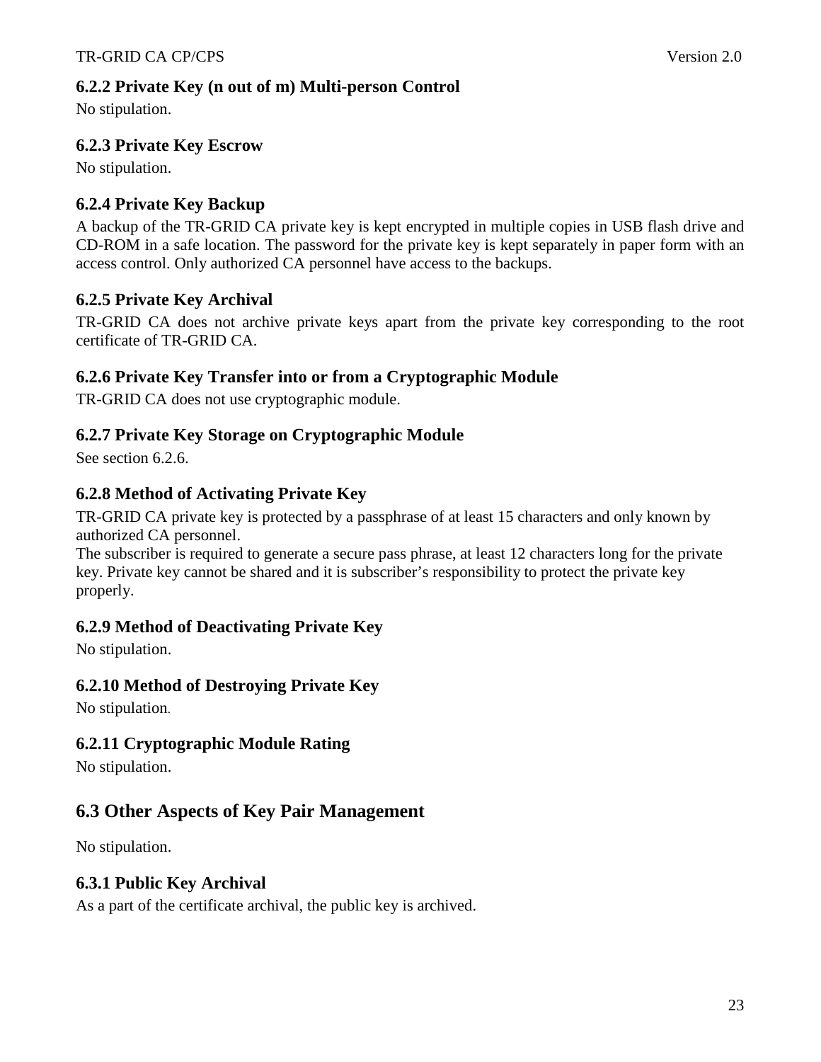### 6.2.2 Private Key (n out of m) Multi-person Control

No stipulation.

### 6.2.3 Private Key Escrow

No stipulation.

### 6.2.4 Private Key Backup

A backup of the TR-GRID CA private key is kept encrypted in multiple copies in USB flash drive and CD-ROM in a safe location. The password for the private key is kept separately in paper form with an access control. Only authorized CA personnel have access to the backups.

### 6.2.5 Private Key Archival

TR-GRID CA does not archive private keys apart from the private key corresponding to the root certificate of TR-GRID CA.

### 6.2.6 Private Key Transfer into or from a Cryptographic Module

TR-GRID CA does not use cryptographic module.

### 6.2.7 Private Key Storage on Cryptographic Module

See section 6.2.6.

### 6.2.8 Method of Activating Private Key

TR-GRID CA private key is protected by a passphrase of at least 15 characters and only known by authorized CA personnel.

The subscriber is required to generate a secure pass phrase, at least 12 characters long for the private key. Private key cannot be shared and it is subscriber's responsibility to protect the private key properly.

### 6.2.9 Method of Deactivating Private Key

No stipulation.

### 6.2.10 Method of Destroying Private Key

No stipulation.

### 6.2.11 Cryptographic Module Rating

No stipulation.

## 6.3 Other Aspects of Key Pair Management

No stipulation.

### 6.3.1 Public Key Archival

As a part of the certificate archival, the public key is archived.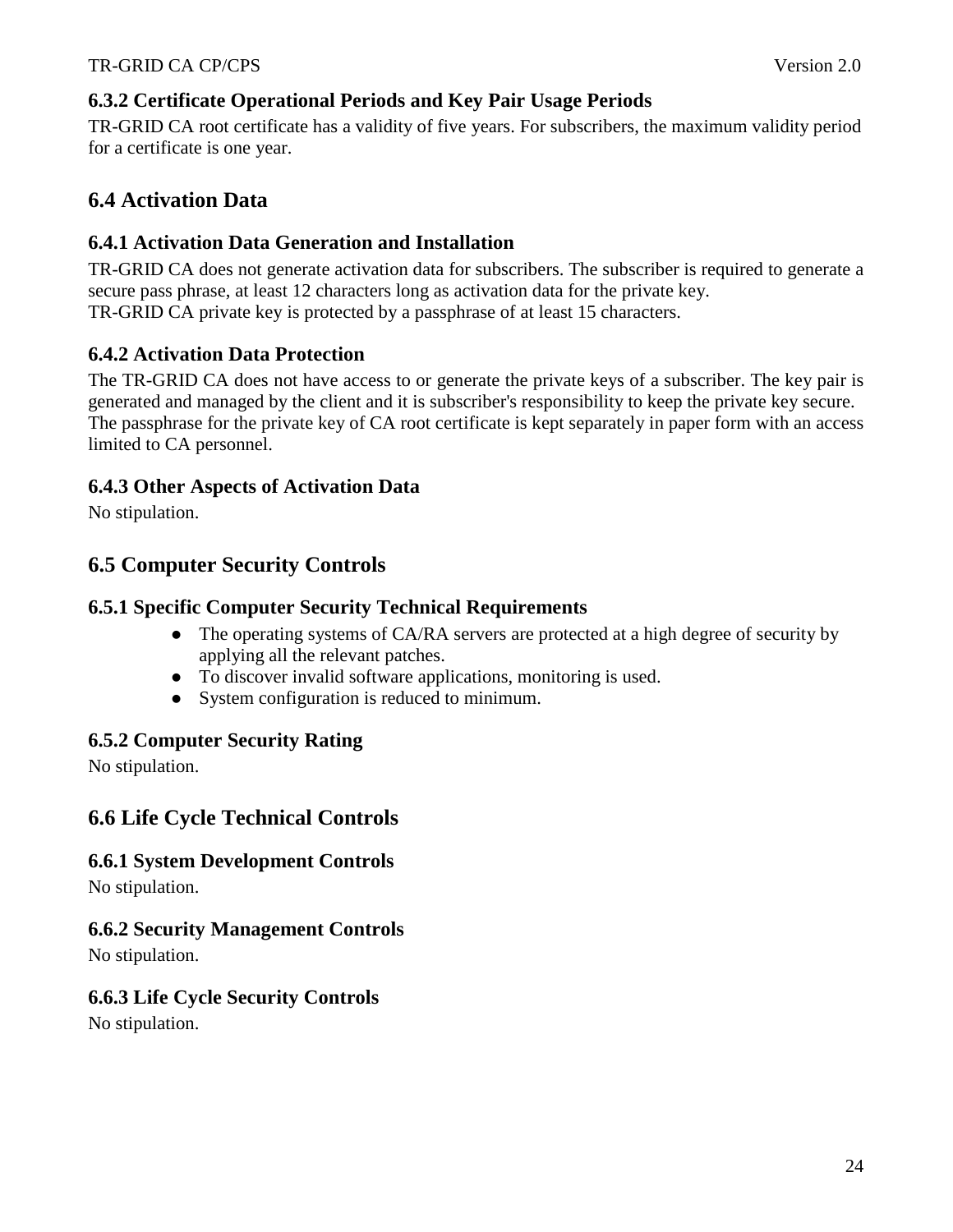### 6.3.2 Certificate Operational Periods and Key Pair Usage Periods

TR-GRID CA root certificate has a validity of five years. For subscribers, the maximum validity period for a certificate is one year.

## 6.4 Activation Data

### 6.4.1 Activation Data Generation and Installation

TR-GRID CA does not generate activation data for subscribers. The subscriber is required to generate a secure pass phrase, at least 12 characters long as activation data for the private key.
TR-GRID CA private key is protected by a passphrase of at least 15 characters.

### 6.4.2 Activation Data Protection

The TR-GRID CA does not have access to or generate the private keys of a subscriber. The key pair is generated and managed by the client and it is subscriber's responsibility to keep the private key secure. The passphrase for the private key of CA root certificate is kept separately in paper form with an access limited to CA personnel.

### 6.4.3 Other Aspects of Activation Data

No stipulation.

## 6.5 Computer Security Controls

### 6.5.1 Specific Computer Security Technical Requirements

- The operating systems of CA/RA servers are protected at a high degree of security by applying all the relevant patches.
- To discover invalid software applications, monitoring is used.
- System configuration is reduced to minimum.

### 6.5.2 Computer Security Rating

No stipulation.

## 6.6 Life Cycle Technical Controls

### 6.6.1 System Development Controls

No stipulation.

### 6.6.2 Security Management Controls

No stipulation.

### 6.6.3 Life Cycle Security Controls

No stipulation.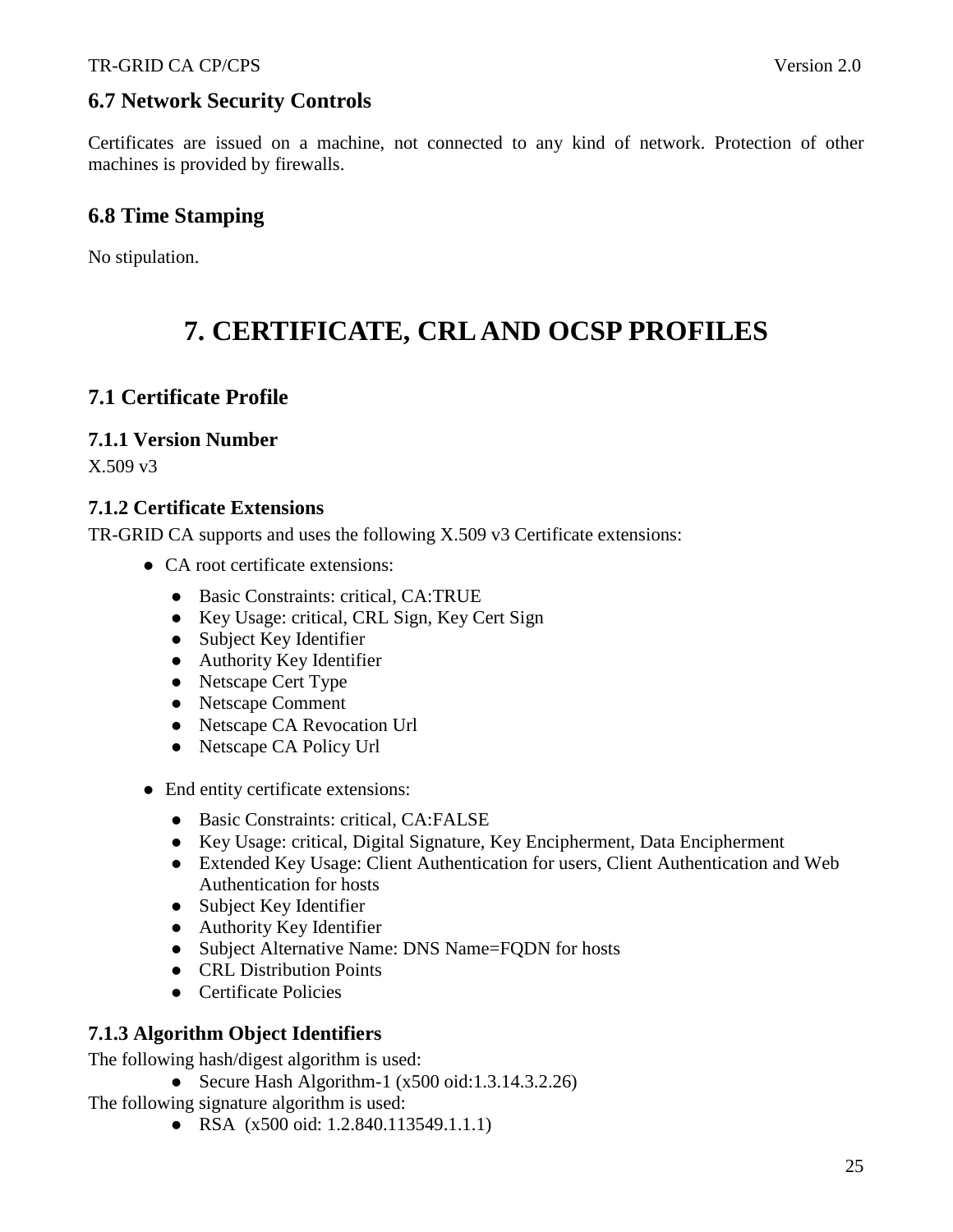## 6.7 Network Security Controls

Certificates are issued on a machine, not connected to any kind of network. Protection of other machines is provided by firewalls.

## 6.8 Time Stamping

No stipulation.

# 7. CERTIFICATE, CRL AND OCSP PROFILES

## 7.1 Certificate Profile

### 7.1.1 Version Number

X.509 v3

### 7.1.2 Certificate Extensions

TR-GRID CA supports and uses the following X.509 v3 Certificate extensions:

- CA root certificate extensions:
  - Basic Constraints: critical, CA:TRUE
  - Key Usage: critical, CRL Sign, Key Cert Sign
  - Subject Key Identifier
  - Authority Key Identifier
  - Netscape Cert Type
  - Netscape Comment
  - Netscape CA Revocation Url
  - Netscape CA Policy Url
- End entity certificate extensions:
  - Basic Constraints: critical, CA:FALSE
  - Key Usage: critical, Digital Signature, Key Encipherment, Data Encipherment
  - Extended Key Usage: Client Authentication for users, Client Authentication and Web Authentication for hosts
  - Subject Key Identifier
  - Authority Key Identifier
  - Subject Alternative Name: DNS Name=FQDN for hosts
  - CRL Distribution Points
  - Certificate Policies

### 7.1.3 Algorithm Object Identifiers

The following hash/digest algorithm is used:

- Secure Hash Algorithm-1 (x500 oid:1.3.14.3.2.26)

The following signature algorithm is used:

- RSA (x500 oid: 1.2.840.113549.1.1.1)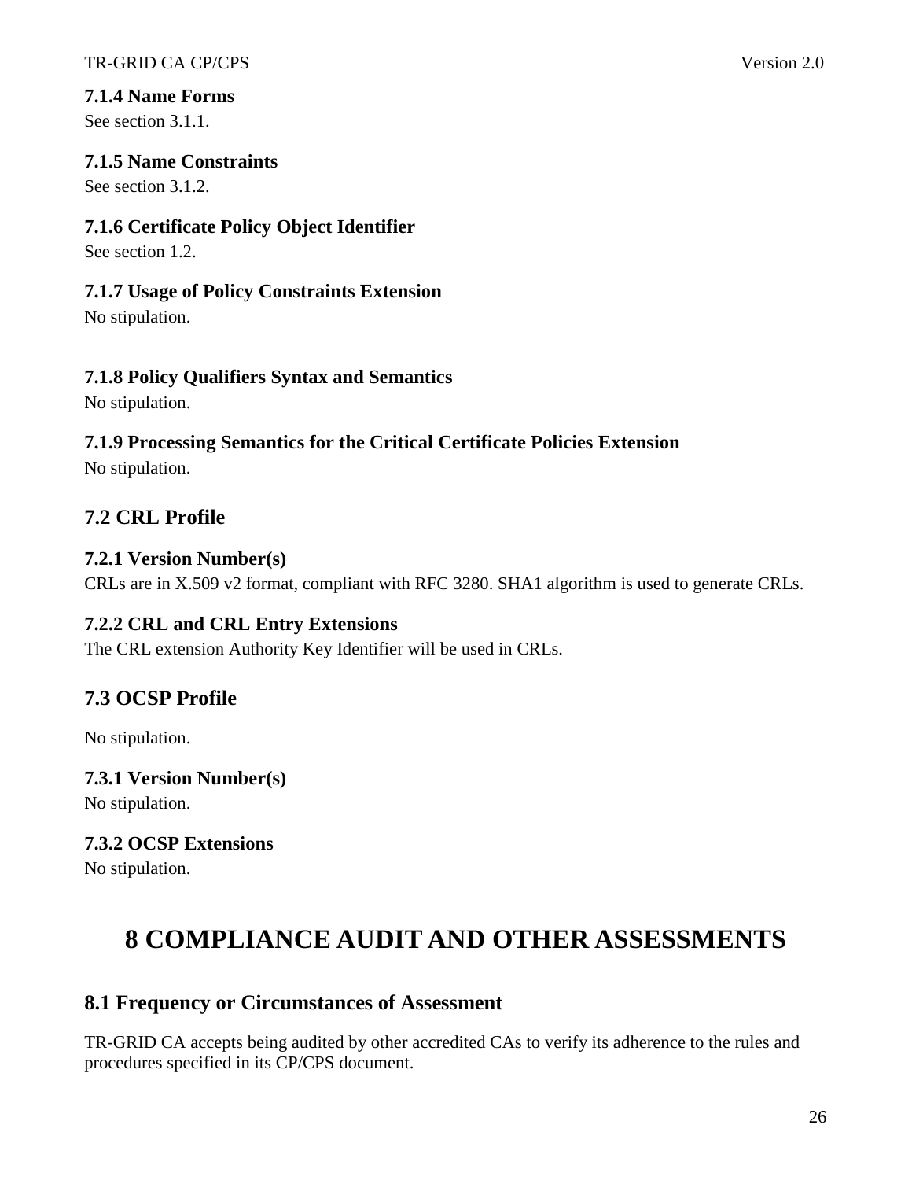#### 7.1.4 Name Forms

See section 3.1.1.

#### 7.1.5 Name Constraints

See section 3.1.2.

#### 7.1.6 Certificate Policy Object Identifier

See section 1.2.

#### 7.1.7 Usage of Policy Constraints Extension

No stipulation.

#### 7.1.8 Policy Qualifiers Syntax and Semantics

No stipulation.

#### 7.1.9 Processing Semantics for the Critical Certificate Policies Extension

No stipulation.

### 7.2 CRL Profile

#### 7.2.1 Version Number(s)

CRLs are in X.509 v2 format, compliant with RFC 3280. SHA1 algorithm is used to generate CRLs.

#### 7.2.2 CRL and CRL Entry Extensions

The CRL extension Authority Key Identifier will be used in CRLs.

### 7.3 OCSP Profile

No stipulation.

#### 7.3.1 Version Number(s)

No stipulation.

#### 7.3.2 OCSP Extensions

No stipulation.

# 8 COMPLIANCE AUDIT AND OTHER ASSESSMENTS

### 8.1 Frequency or Circumstances of Assessment

TR-GRID CA accepts being audited by other accredited CAs to verify its adherence to the rules and procedures specified in its CP/CPS document.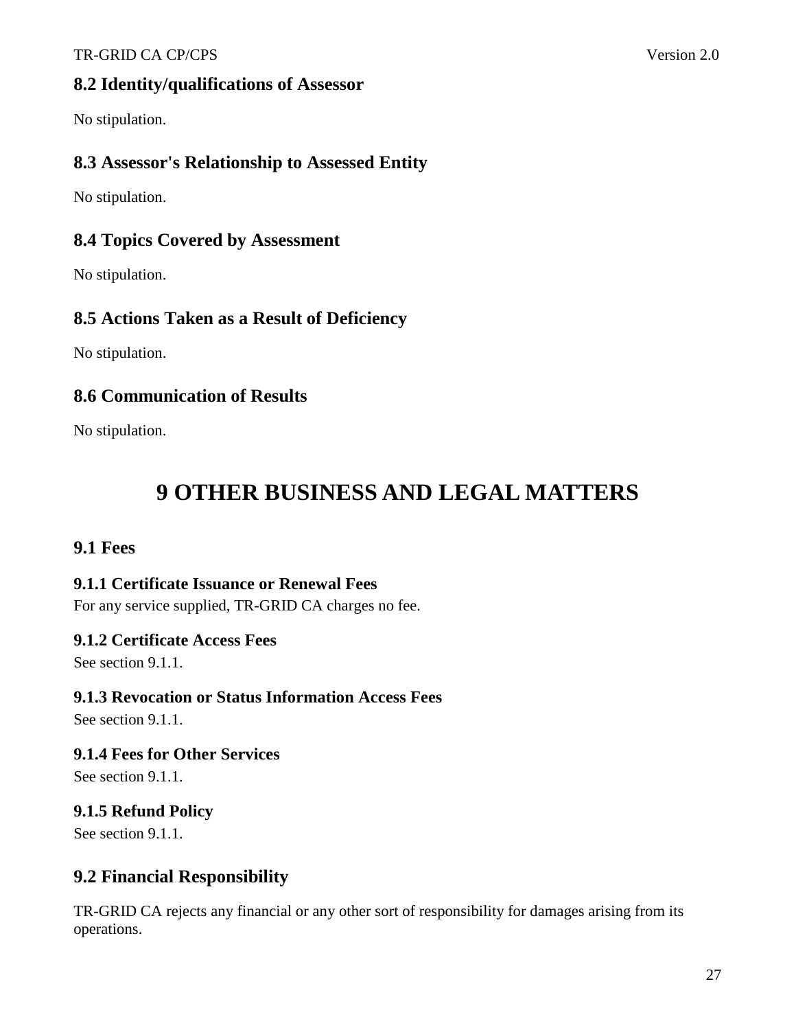## 8.2 Identity/qualifications of Assessor

No stipulation.

## 8.3 Assessor's Relationship to Assessed Entity

No stipulation.

## 8.4 Topics Covered by Assessment

No stipulation.

## 8.5 Actions Taken as a Result of Deficiency

No stipulation.

## 8.6 Communication of Results

No stipulation.

# 9 OTHER BUSINESS AND LEGAL MATTERS

## 9.1 Fees

### 9.1.1 Certificate Issuance or Renewal Fees

For any service supplied, TR-GRID CA charges no fee.

### 9.1.2 Certificate Access Fees

See section 9.1.1.

### 9.1.3 Revocation or Status Information Access Fees

See section 9.1.1.

### 9.1.4 Fees for Other Services

See section 9.1.1.

### 9.1.5 Refund Policy

See section 9.1.1.

## 9.2 Financial Responsibility

TR-GRID CA rejects any financial or any other sort of responsibility for damages arising from its operations.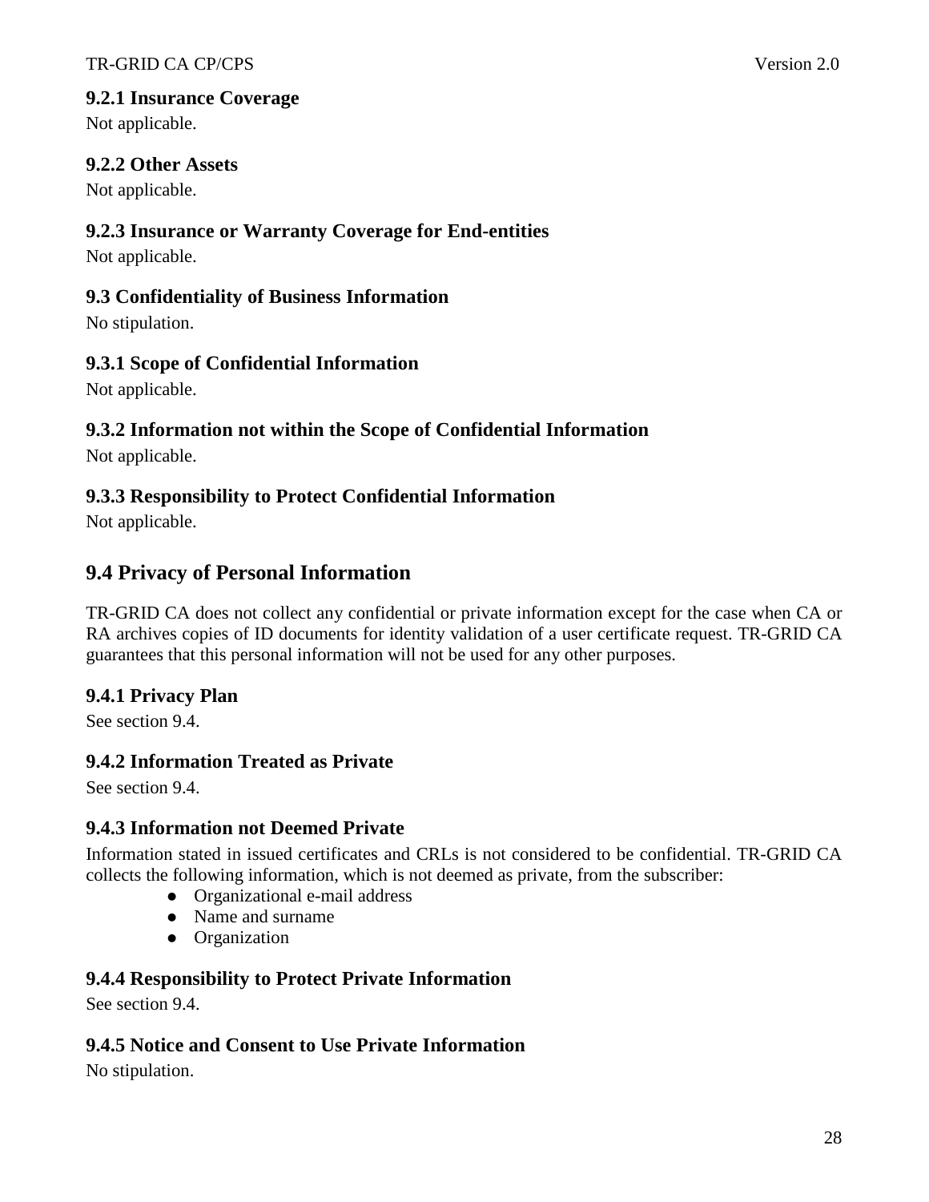### 9.2.1 Insurance Coverage

Not applicable.

### 9.2.2 Other Assets

Not applicable.

### 9.2.3 Insurance or Warranty Coverage for End-entities

Not applicable.

### 9.3 Confidentiality of Business Information

No stipulation.

### 9.3.1 Scope of Confidential Information

Not applicable.

### 9.3.2 Information not within the Scope of Confidential Information

Not applicable.

### 9.3.3 Responsibility to Protect Confidential Information

Not applicable.

## 9.4 Privacy of Personal Information

TR-GRID CA does not collect any confidential or private information except for the case when CA or RA archives copies of ID documents for identity validation of a user certificate request. TR-GRID CA guarantees that this personal information will not be used for any other purposes.

### 9.4.1 Privacy Plan

See section 9.4.

### 9.4.2 Information Treated as Private

See section 9.4.

### 9.4.3 Information not Deemed Private

Information stated in issued certificates and CRLs is not considered to be confidential. TR-GRID CA collects the following information, which is not deemed as private, from the subscriber:

- Organizational e-mail address
- Name and surname
- Organization

### 9.4.4 Responsibility to Protect Private Information

See section 9.4.

### 9.4.5 Notice and Consent to Use Private Information

No stipulation.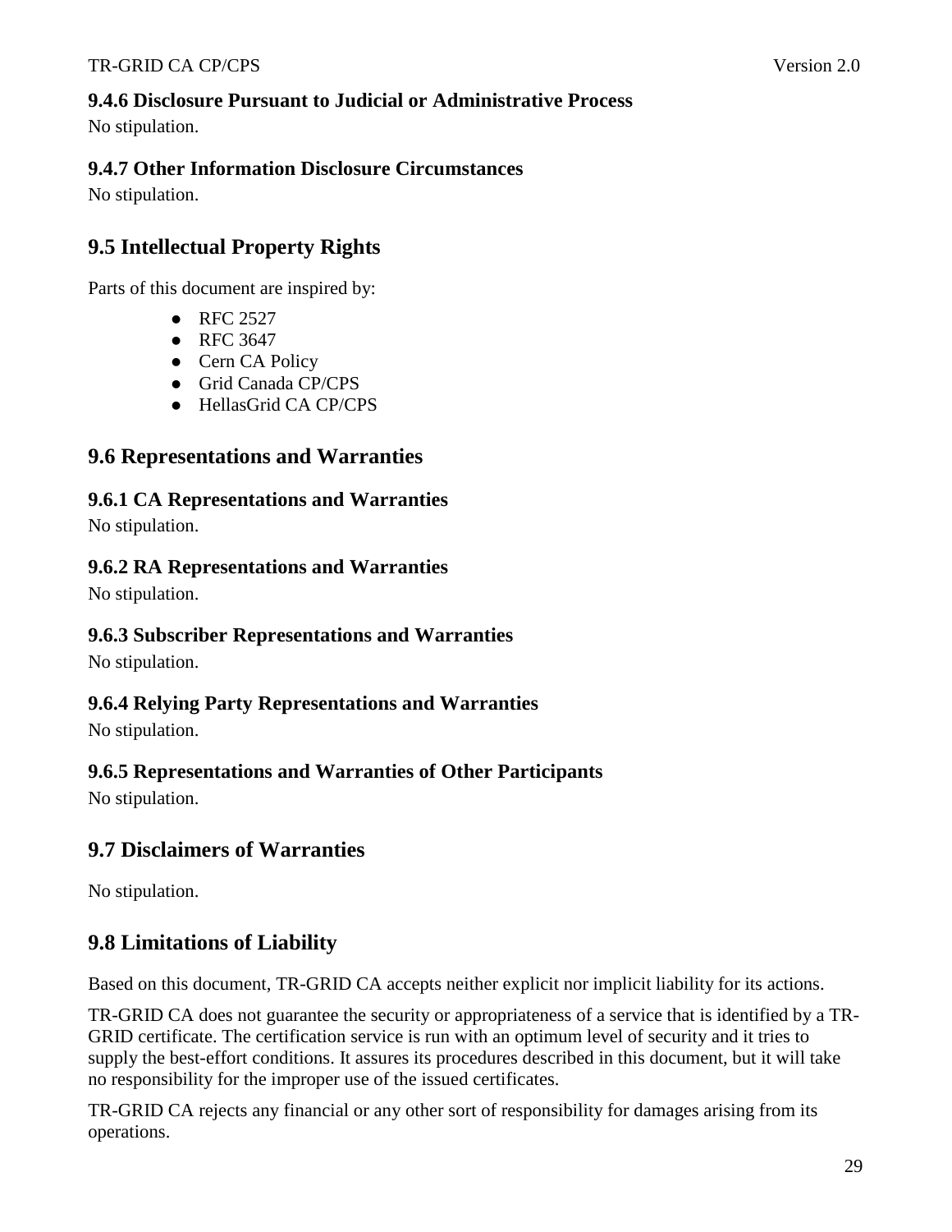### 9.4.6 Disclosure Pursuant to Judicial or Administrative Process

No stipulation.

### 9.4.7 Other Information Disclosure Circumstances

No stipulation.

## 9.5 Intellectual Property Rights

Parts of this document are inspired by:

- RFC 2527
- RFC 3647
- Cern CA Policy
- Grid Canada CP/CPS
- HellasGrid CA CP/CPS

## 9.6 Representations and Warranties

### 9.6.1 CA Representations and Warranties

No stipulation.

### 9.6.2 RA Representations and Warranties

No stipulation.

### 9.6.3 Subscriber Representations and Warranties

No stipulation.

### 9.6.4 Relying Party Representations and Warranties

No stipulation.

### 9.6.5 Representations and Warranties of Other Participants

No stipulation.

## 9.7 Disclaimers of Warranties

No stipulation.

## 9.8 Limitations of Liability

Based on this document, TR-GRID CA accepts neither explicit nor implicit liability for its actions.

TR-GRID CA does not guarantee the security or appropriateness of a service that is identified by a TR-GRID certificate. The certification service is run with an optimum level of security and it tries to supply the best-effort conditions. It assures its procedures described in this document, but it will take no responsibility for the improper use of the issued certificates.

TR-GRID CA rejects any financial or any other sort of responsibility for damages arising from its operations.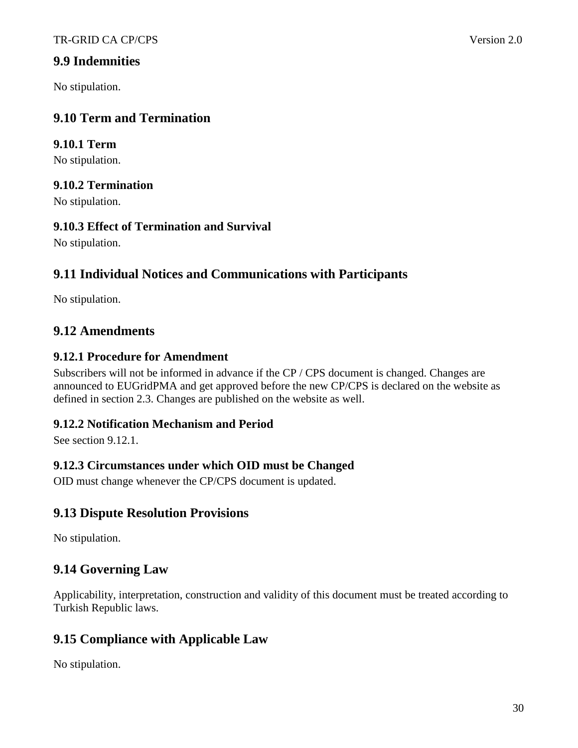## 9.9 Indemnities

No stipulation.

## 9.10 Term and Termination

### 9.10.1 Term

No stipulation.

### 9.10.2 Termination

No stipulation.

### 9.10.3 Effect of Termination and Survival

No stipulation.

## 9.11 Individual Notices and Communications with Participants

No stipulation.

## 9.12 Amendments

### 9.12.1 Procedure for Amendment

Subscribers will not be informed in advance if the CP / CPS document is changed. Changes are announced to EUGridPMA and get approved before the new CP/CPS is declared on the website as defined in section 2.3. Changes are published on the website as well.

### 9.12.2 Notification Mechanism and Period

See section 9.12.1.

### 9.12.3 Circumstances under which OID must be Changed

OID must change whenever the CP/CPS document is updated.

## 9.13 Dispute Resolution Provisions

No stipulation.

## 9.14 Governing Law

Applicability, interpretation, construction and validity of this document must be treated according to Turkish Republic laws.

## 9.15 Compliance with Applicable Law

No stipulation.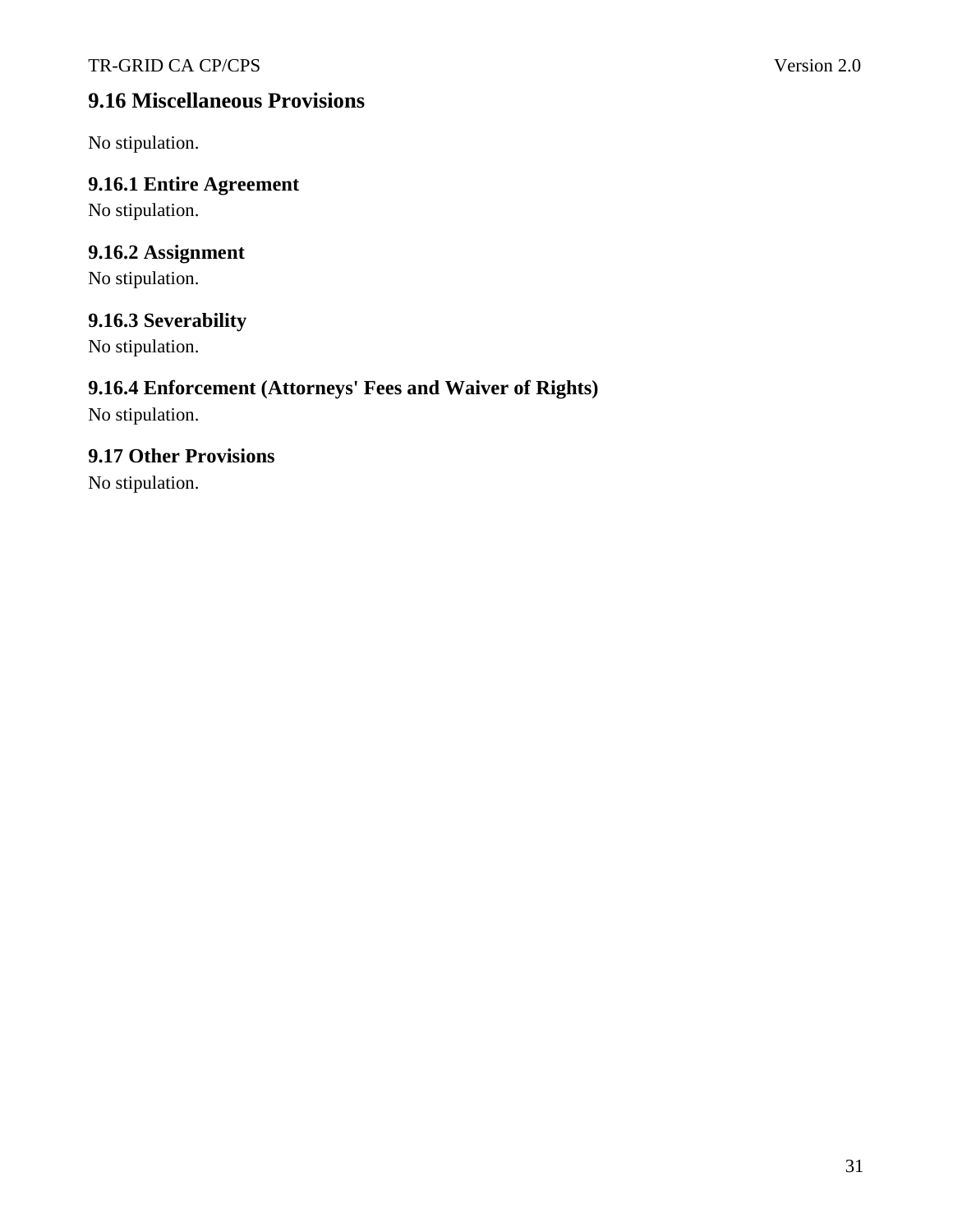## 9.16 Miscellaneous Provisions

No stipulation.

### 9.16.1 Entire Agreement

No stipulation.

### 9.16.2 Assignment

No stipulation.

### 9.16.3 Severability

No stipulation.

### 9.16.4 Enforcement (Attorneys' Fees and Waiver of Rights)

No stipulation.

## 9.17 Other Provisions

No stipulation.